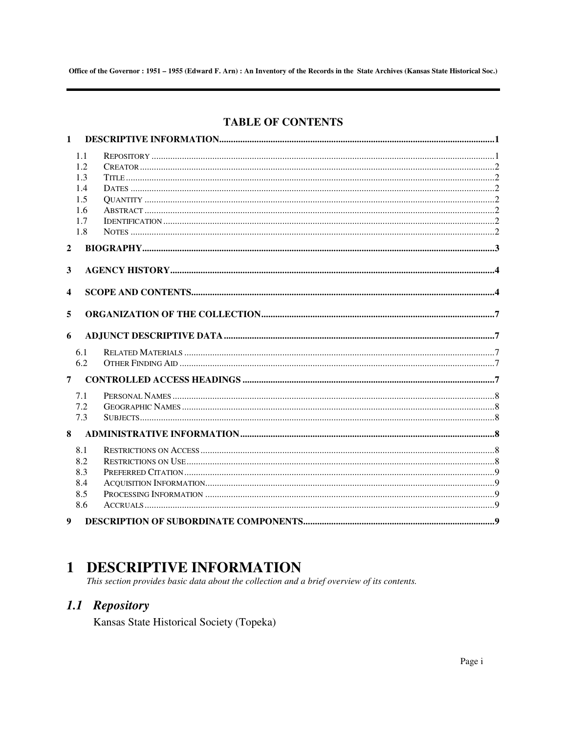## TABLE OF CONTENTS

1 DESCRIPTIVE INFORMATION ........ 1
- 1.1 Repository ........ 1
- 1.2 Creator ........ 2
- 1.3 Title ........ 2
- 1.4 Dates ........ 2
- 1.5 Quantity ........ 2
- 1.6 Abstract ........ 2
- 1.7 Identification ........ 2
- 1.8 Notes ........ 2

2 BIOGRAPHY ........ 3

3 AGENCY HISTORY ........ 4

4 SCOPE AND CONTENTS ........ 4

5 ORGANIZATION OF THE COLLECTION ........ 7

6 ADJUNCT DESCRIPTIVE DATA ........ 7
- 6.1 Related Materials ........ 7
- 6.2 Other Finding Aid ........ 7

7 CONTROLLED ACCESS HEADINGS ........ 7
- 7.1 Personal Names ........ 8
- 7.2 Geographic Names ........ 8
- 7.3 Subjects ........ 8

8 ADMINISTRATIVE INFORMATION ........ 8
- 8.1 Restrictions on Access ........ 8
- 8.2 Restrictions on Use ........ 8
- 8.3 Preferred Citation ........ 9
- 8.4 Acquisition Information ........ 9
- 8.5 Processing Information ........ 9
- 8.6 Accruals ........ 9

9 DESCRIPTION OF SUBORDINATE COMPONENTS ........ 9

# 1 DESCRIPTIVE INFORMATION

*This section provides basic data about the collection and a brief overview of its contents.*

## *1.1 Repository*

Kansas State Historical Society (Topeka)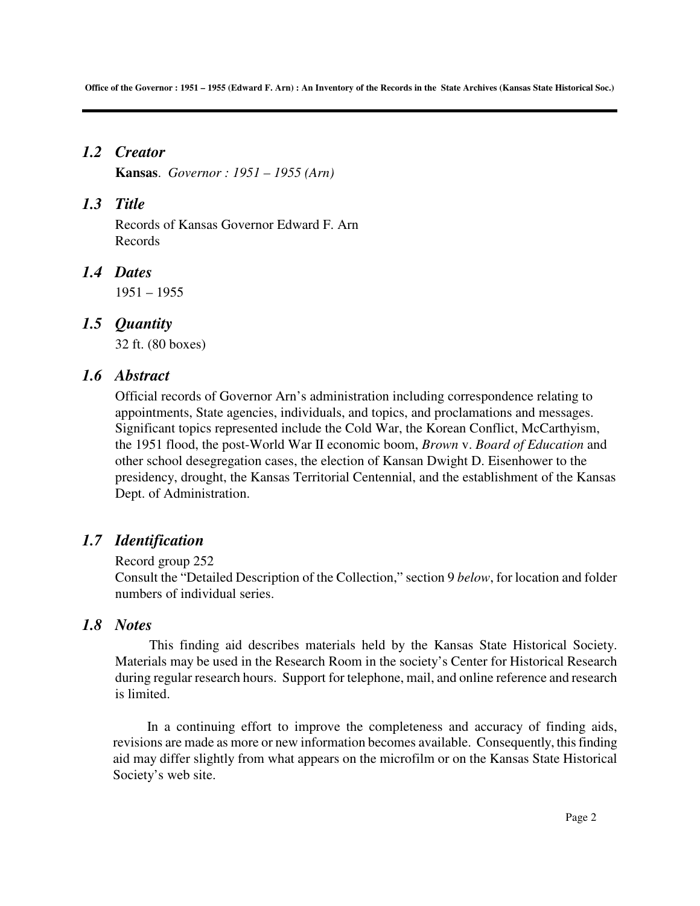## *1.2 Creator*

**Kansas**. *Governor : 1951 – 1955 (Arn)*

## *1.3 Title*

Records of Kansas Governor Edward F. Arn
Records

## *1.4 Dates*

1951 – 1955

## *1.5 Quantity*

32 ft. (80 boxes)

## *1.6 Abstract*

Official records of Governor Arn's administration including correspondence relating to appointments, State agencies, individuals, and topics, and proclamations and messages. Significant topics represented include the Cold War, the Korean Conflict, McCarthyism, the 1951 flood, the post-World War II economic boom, *Brown* v. *Board of Education* and other school desegregation cases, the election of Kansan Dwight D. Eisenhower to the presidency, drought, the Kansas Territorial Centennial, and the establishment of the Kansas Dept. of Administration.

## *1.7 Identification*

Record group 252
Consult the "Detailed Description of the Collection," section 9 *below*, for location and folder numbers of individual series.

## *1.8 Notes*

This finding aid describes materials held by the Kansas State Historical Society. Materials may be used in the Research Room in the society's Center for Historical Research during regular research hours. Support for telephone, mail, and online reference and research is limited.

In a continuing effort to improve the completeness and accuracy of finding aids, revisions are made as more or new information becomes available. Consequently, this finding aid may differ slightly from what appears on the microfilm or on the Kansas State Historical Society's web site.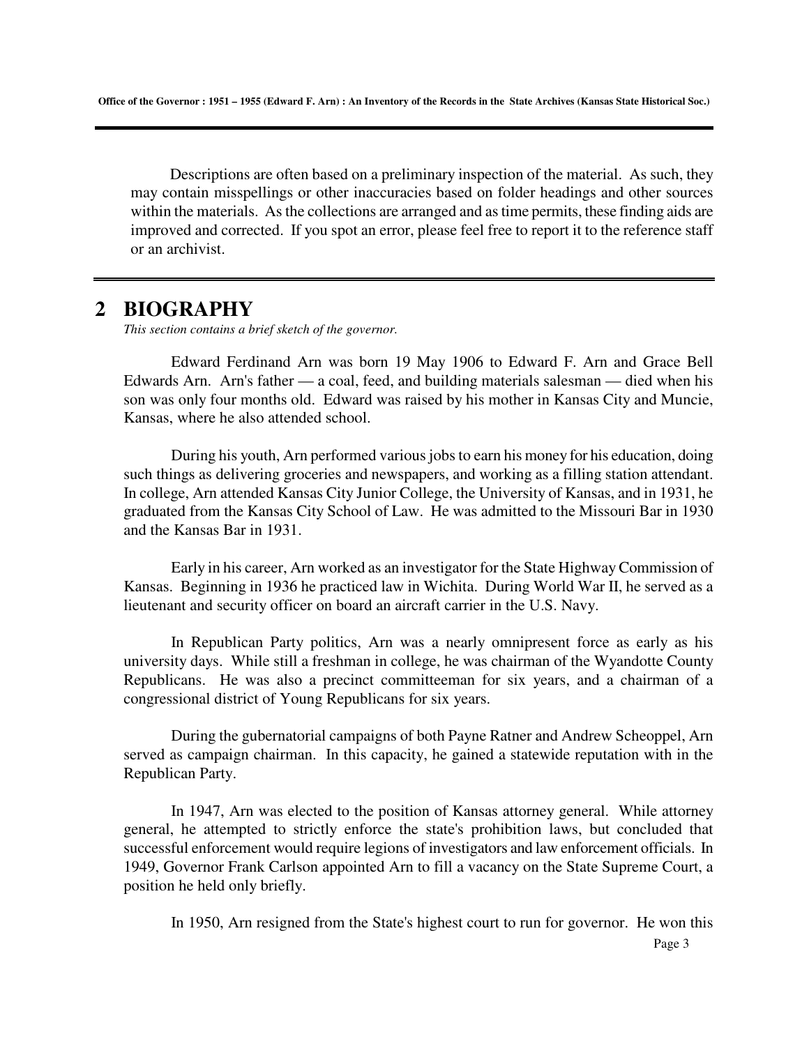Descriptions are often based on a preliminary inspection of the material. As such, they may contain misspellings or other inaccuracies based on folder headings and other sources within the materials. As the collections are arranged and as time permits, these finding aids are improved and corrected. If you spot an error, please feel free to report it to the reference staff or an archivist.

## 2 BIOGRAPHY

*This section contains a brief sketch of the governor.*

Edward Ferdinand Arn was born 19 May 1906 to Edward F. Arn and Grace Bell Edwards Arn. Arn's father — a coal, feed, and building materials salesman — died when his son was only four months old. Edward was raised by his mother in Kansas City and Muncie, Kansas, where he also attended school.

During his youth, Arn performed various jobs to earn his money for his education, doing such things as delivering groceries and newspapers, and working as a filling station attendant. In college, Arn attended Kansas City Junior College, the University of Kansas, and in 1931, he graduated from the Kansas City School of Law. He was admitted to the Missouri Bar in 1930 and the Kansas Bar in 1931.

Early in his career, Arn worked as an investigator for the State Highway Commission of Kansas. Beginning in 1936 he practiced law in Wichita. During World War II, he served as a lieutenant and security officer on board an aircraft carrier in the U.S. Navy.

In Republican Party politics, Arn was a nearly omnipresent force as early as his university days. While still a freshman in college, he was chairman of the Wyandotte County Republicans. He was also a precinct committeeman for six years, and a chairman of a congressional district of Young Republicans for six years.

During the gubernatorial campaigns of both Payne Ratner and Andrew Scheoppel, Arn served as campaign chairman. In this capacity, he gained a statewide reputation with in the Republican Party.

In 1947, Arn was elected to the position of Kansas attorney general. While attorney general, he attempted to strictly enforce the state's prohibition laws, but concluded that successful enforcement would require legions of investigators and law enforcement officials. In 1949, Governor Frank Carlson appointed Arn to fill a vacancy on the State Supreme Court, a position he held only briefly.

In 1950, Arn resigned from the State's highest court to run for governor. He won this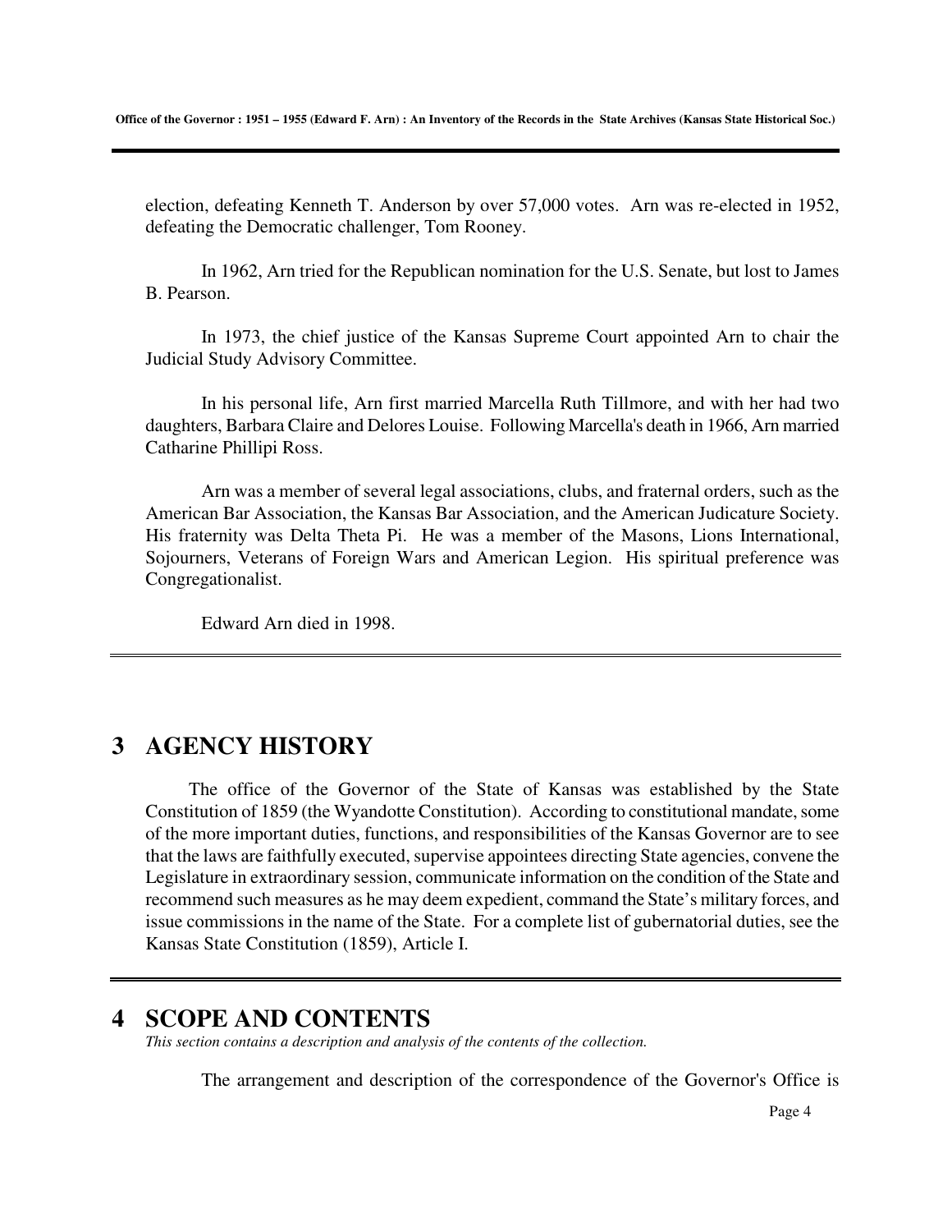election, defeating Kenneth T. Anderson by over 57,000 votes. Arn was re-elected in 1952, defeating the Democratic challenger, Tom Rooney.

In 1962, Arn tried for the Republican nomination for the U.S. Senate, but lost to James B. Pearson.

In 1973, the chief justice of the Kansas Supreme Court appointed Arn to chair the Judicial Study Advisory Committee.

In his personal life, Arn first married Marcella Ruth Tillmore, and with her had two daughters, Barbara Claire and Delores Louise. Following Marcella's death in 1966, Arn married Catharine Phillipi Ross.

Arn was a member of several legal associations, clubs, and fraternal orders, such as the American Bar Association, the Kansas Bar Association, and the American Judicature Society. His fraternity was Delta Theta Pi. He was a member of the Masons, Lions International, Sojourners, Veterans of Foreign Wars and American Legion. His spiritual preference was Congregationalist.

Edward Arn died in 1998.

---

## 3 AGENCY HISTORY

The office of the Governor of the State of Kansas was established by the State Constitution of 1859 (the Wyandotte Constitution). According to constitutional mandate, some of the more important duties, functions, and responsibilities of the Kansas Governor are to see that the laws are faithfully executed, supervise appointees directing State agencies, convene the Legislature in extraordinary session, communicate information on the condition of the State and recommend such measures as he may deem expedient, command the State's military forces, and issue commissions in the name of the State. For a complete list of gubernatorial duties, see the Kansas State Constitution (1859), Article I.

---

## 4 SCOPE AND CONTENTS

*This section contains a description and analysis of the contents of the collection.*

The arrangement and description of the correspondence of the Governor's Office is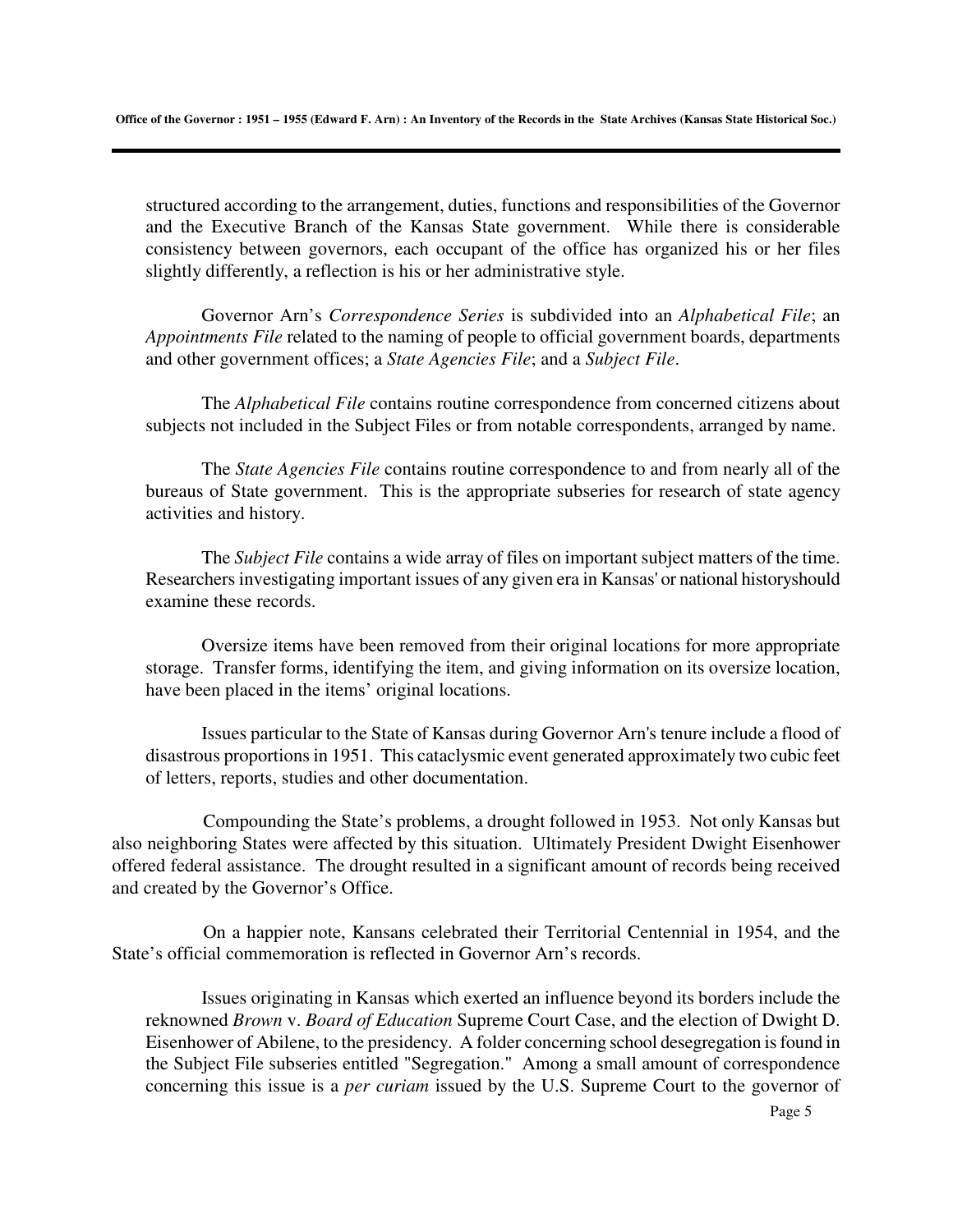structured according to the arrangement, duties, functions and responsibilities of the Governor and the Executive Branch of the Kansas State government. While there is considerable consistency between governors, each occupant of the office has organized his or her files slightly differently, a reflection is his or her administrative style.

Governor Arn's *Correspondence Series* is subdivided into an *Alphabetical File*; an *Appointments File* related to the naming of people to official government boards, departments and other government offices; a *State Agencies File*; and a *Subject File*.

The *Alphabetical File* contains routine correspondence from concerned citizens about subjects not included in the Subject Files or from notable correspondents, arranged by name.

The *State Agencies File* contains routine correspondence to and from nearly all of the bureaus of State government. This is the appropriate subseries for research of state agency activities and history.

The *Subject File* contains a wide array of files on important subject matters of the time. Researchers investigating important issues of any given era in Kansas' or national historyshould examine these records.

Oversize items have been removed from their original locations for more appropriate storage. Transfer forms, identifying the item, and giving information on its oversize location, have been placed in the items' original locations.

Issues particular to the State of Kansas during Governor Arn's tenure include a flood of disastrous proportions in 1951. This cataclysmic event generated approximately two cubic feet of letters, reports, studies and other documentation.

Compounding the State's problems, a drought followed in 1953. Not only Kansas but also neighboring States were affected by this situation. Ultimately President Dwight Eisenhower offered federal assistance. The drought resulted in a significant amount of records being received and created by the Governor's Office.

On a happier note, Kansans celebrated their Territorial Centennial in 1954, and the State's official commemoration is reflected in Governor Arn's records.

Issues originating in Kansas which exerted an influence beyond its borders include the reknowned *Brown* v. *Board of Education* Supreme Court Case, and the election of Dwight D. Eisenhower of Abilene, to the presidency. A folder concerning school desegregation is found in the Subject File subseries entitled "Segregation." Among a small amount of correspondence concerning this issue is a *per curiam* issued by the U.S. Supreme Court to the governor of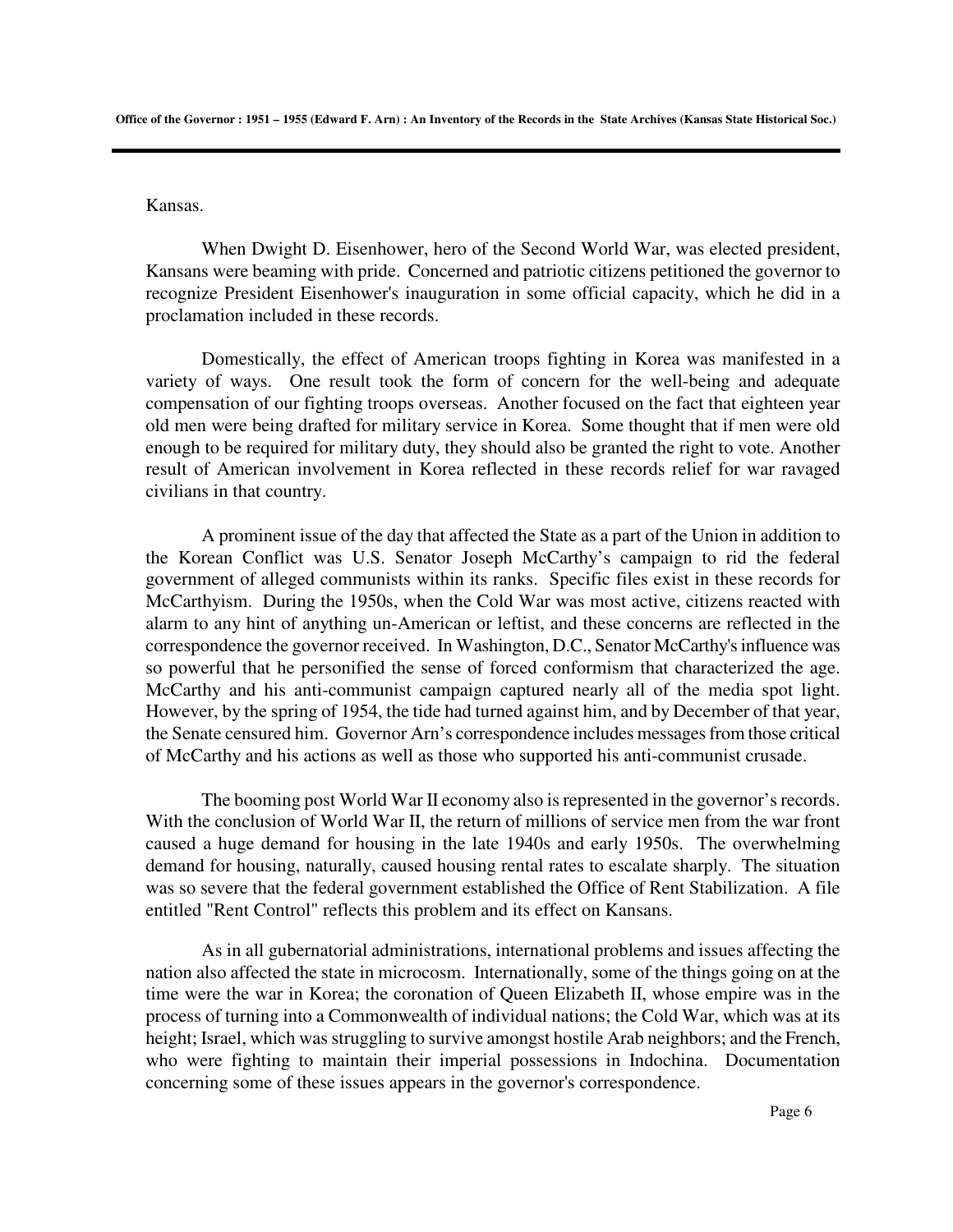Kansas.

When Dwight D. Eisenhower, hero of the Second World War, was elected president, Kansans were beaming with pride. Concerned and patriotic citizens petitioned the governor to recognize President Eisenhower's inauguration in some official capacity, which he did in a proclamation included in these records.

Domestically, the effect of American troops fighting in Korea was manifested in a variety of ways. One result took the form of concern for the well-being and adequate compensation of our fighting troops overseas. Another focused on the fact that eighteen year old men were being drafted for military service in Korea. Some thought that if men were old enough to be required for military duty, they should also be granted the right to vote. Another result of American involvement in Korea reflected in these records relief for war ravaged civilians in that country.

A prominent issue of the day that affected the State as a part of the Union in addition to the Korean Conflict was U.S. Senator Joseph McCarthy's campaign to rid the federal government of alleged communists within its ranks. Specific files exist in these records for McCarthyism. During the 1950s, when the Cold War was most active, citizens reacted with alarm to any hint of anything un-American or leftist, and these concerns are reflected in the correspondence the governor received. In Washington, D.C., Senator McCarthy's influence was so powerful that he personified the sense of forced conformism that characterized the age. McCarthy and his anti-communist campaign captured nearly all of the media spot light. However, by the spring of 1954, the tide had turned against him, and by December of that year, the Senate censured him. Governor Arn's correspondence includes messages from those critical of McCarthy and his actions as well as those who supported his anti-communist crusade.

The booming post World War II economy also is represented in the governor's records. With the conclusion of World War II, the return of millions of service men from the war front caused a huge demand for housing in the late 1940s and early 1950s. The overwhelming demand for housing, naturally, caused housing rental rates to escalate sharply. The situation was so severe that the federal government established the Office of Rent Stabilization. A file entitled "Rent Control" reflects this problem and its effect on Kansans.

As in all gubernatorial administrations, international problems and issues affecting the nation also affected the state in microcosm. Internationally, some of the things going on at the time were the war in Korea; the coronation of Queen Elizabeth II, whose empire was in the process of turning into a Commonwealth of individual nations; the Cold War, which was at its height; Israel, which was struggling to survive amongst hostile Arab neighbors; and the French, who were fighting to maintain their imperial possessions in Indochina. Documentation concerning some of these issues appears in the governor's correspondence.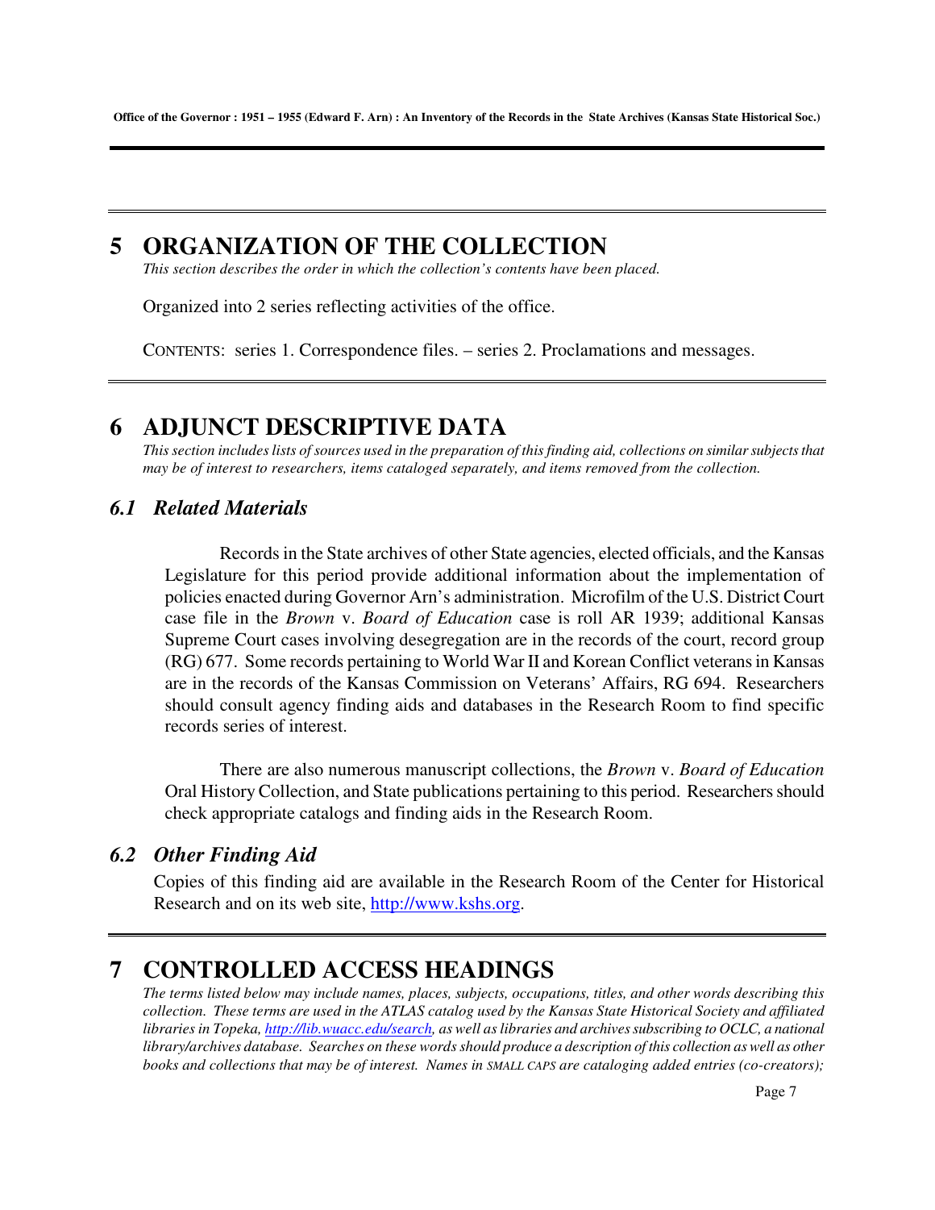# 5 ORGANIZATION OF THE COLLECTION

*This section describes the order in which the collection's contents have been placed.*

Organized into 2 series reflecting activities of the office.

CONTENTS: series 1. Correspondence files. – series 2. Proclamations and messages.

# 6 ADJUNCT DESCRIPTIVE DATA

*This section includes lists of sources used in the preparation of this finding aid, collections on similar subjects that may be of interest to researchers, items cataloged separately, and items removed from the collection.*

## *6.1 Related Materials*

Records in the State archives of other State agencies, elected officials, and the Kansas Legislature for this period provide additional information about the implementation of policies enacted during Governor Arn's administration. Microfilm of the U.S. District Court case file in the *Brown* v. *Board of Education* case is roll AR 1939; additional Kansas Supreme Court cases involving desegregation are in the records of the court, record group (RG) 677. Some records pertaining to World War II and Korean Conflict veterans in Kansas are in the records of the Kansas Commission on Veterans' Affairs, RG 694. Researchers should consult agency finding aids and databases in the Research Room to find specific records series of interest.

There are also numerous manuscript collections, the *Brown* v. *Board of Education* Oral History Collection, and State publications pertaining to this period. Researchers should check appropriate catalogs and finding aids in the Research Room.

## *6.2 Other Finding Aid*

Copies of this finding aid are available in the Research Room of the Center for Historical Research and on its web site, http://www.kshs.org.

# 7 CONTROLLED ACCESS HEADINGS

*The terms listed below may include names, places, subjects, occupations, titles, and other words describing this collection. These terms are used in the ATLAS catalog used by the Kansas State Historical Society and affiliated libraries in Topeka, http://lib.wuacc.edu/search, as well as libraries and archives subscribing to OCLC, a national library/archives database. Searches on these words should produce a description of this collection as well as other books and collections that may be of interest. Names in SMALL CAPS are cataloging added entries (co-creators);*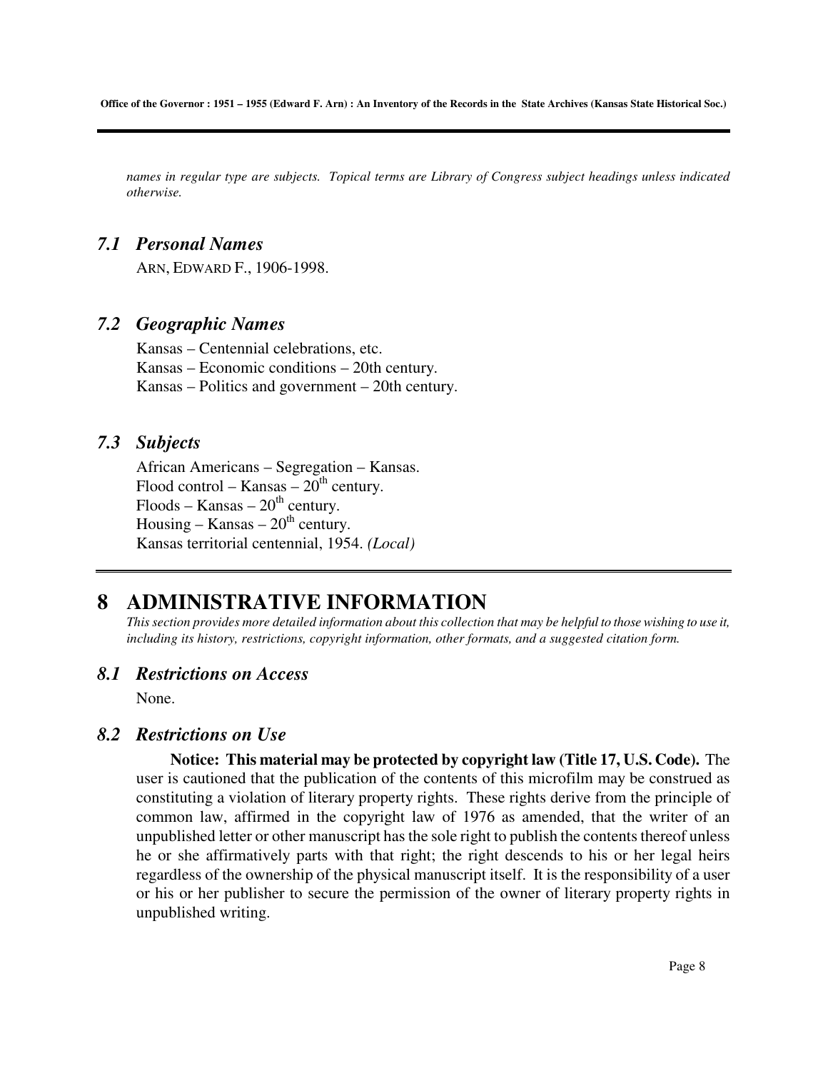*names in regular type are subjects. Topical terms are Library of Congress subject headings unless indicated otherwise.*

### *7.1 Personal Names*

ARN, EDWARD F., 1906-1998.

### *7.2 Geographic Names*

Kansas – Centennial celebrations, etc.
Kansas – Economic conditions – 20th century.
Kansas – Politics and government – 20th century.

### *7.3 Subjects*

African Americans – Segregation – Kansas.
Flood control – Kansas – $20^{th}$ century.
Floods – Kansas – $20^{th}$ century.
Housing – Kansas – $20^{th}$ century.
Kansas territorial centennial, 1954. *(Local)*

# 8 ADMINISTRATIVE INFORMATION

*This section provides more detailed information about this collection that may be helpful to those wishing to use it, including its history, restrictions, copyright information, other formats, and a suggested citation form.*

### *8.1 Restrictions on Access*

None.

### *8.2 Restrictions on Use*

**Notice: This material may be protected by copyright law (Title 17, U.S. Code).** The user is cautioned that the publication of the contents of this microfilm may be construed as constituting a violation of literary property rights. These rights derive from the principle of common law, affirmed in the copyright law of 1976 as amended, that the writer of an unpublished letter or other manuscript has the sole right to publish the contents thereof unless he or she affirmatively parts with that right; the right descends to his or her legal heirs regardless of the ownership of the physical manuscript itself. It is the responsibility of a user or his or her publisher to secure the permission of the owner of literary property rights in unpublished writing.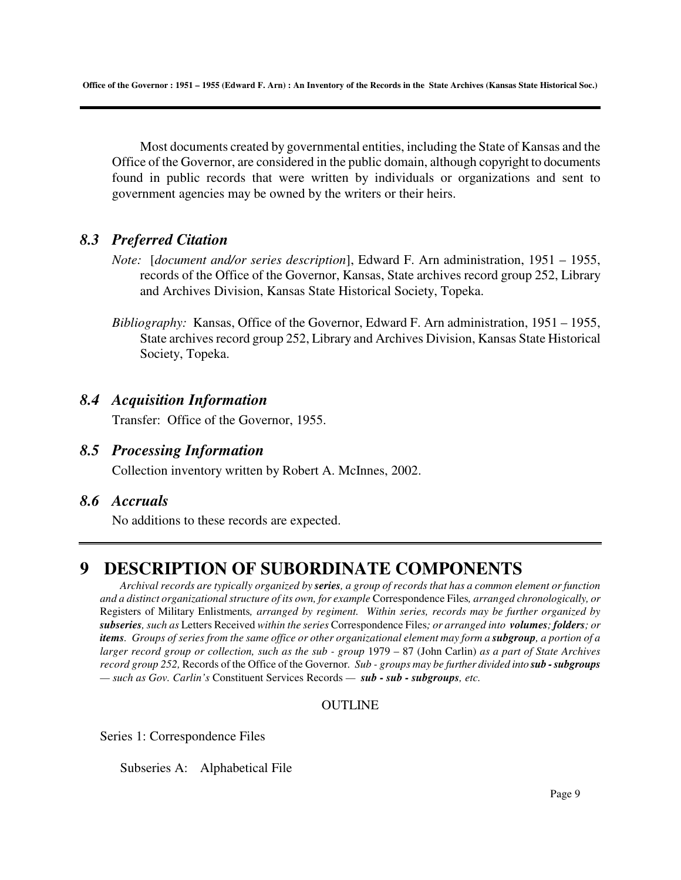Most documents created by governmental entities, including the State of Kansas and the Office of the Governor, are considered in the public domain, although copyright to documents found in public records that were written by individuals or organizations and sent to government agencies may be owned by the writers or their heirs.

### *8.3 Preferred Citation*

*Note:* [*document and/or series description*], Edward F. Arn administration, 1951 – 1955, records of the Office of the Governor, Kansas, State archives record group 252, Library and Archives Division, Kansas State Historical Society, Topeka.

*Bibliography:* Kansas, Office of the Governor, Edward F. Arn administration, 1951 – 1955, State archives record group 252, Library and Archives Division, Kansas State Historical Society, Topeka.

### *8.4 Acquisition Information*

Transfer: Office of the Governor, 1955.

### *8.5 Processing Information*

Collection inventory written by Robert A. McInnes, 2002.

### *8.6 Accruals*

No additions to these records are expected.

## 9 DESCRIPTION OF SUBORDINATE COMPONENTS

*Archival records are typically organized by* ***series****, a group of records that has a common element or function and a distinct organizational structure of its own, for example* Correspondence Files*, arranged chronologically, or* Registers of Military Enlistments*, arranged by regiment. Within series, records may be further organized by* ***subseries****, such as* Letters Received *within the series* Correspondence Files*; or arranged into* ***volumes****;* ***folders****; or* ***items****. Groups of series from the same office or other organizational element may form a* ***subgroup****, a portion of a larger record group or collection, such as the sub - group* 1979 – 87 (John Carlin) *as a part of State Archives record group 252,* Records of the Office of the Governor*. Sub - groups may be further divided into* ***sub - subgroups*** *— such as Gov. Carlin's* Constituent Services Records *—* ***sub - sub - subgroups****, etc.*

OUTLINE

Series 1: Correspondence Files

Subseries A: Alphabetical File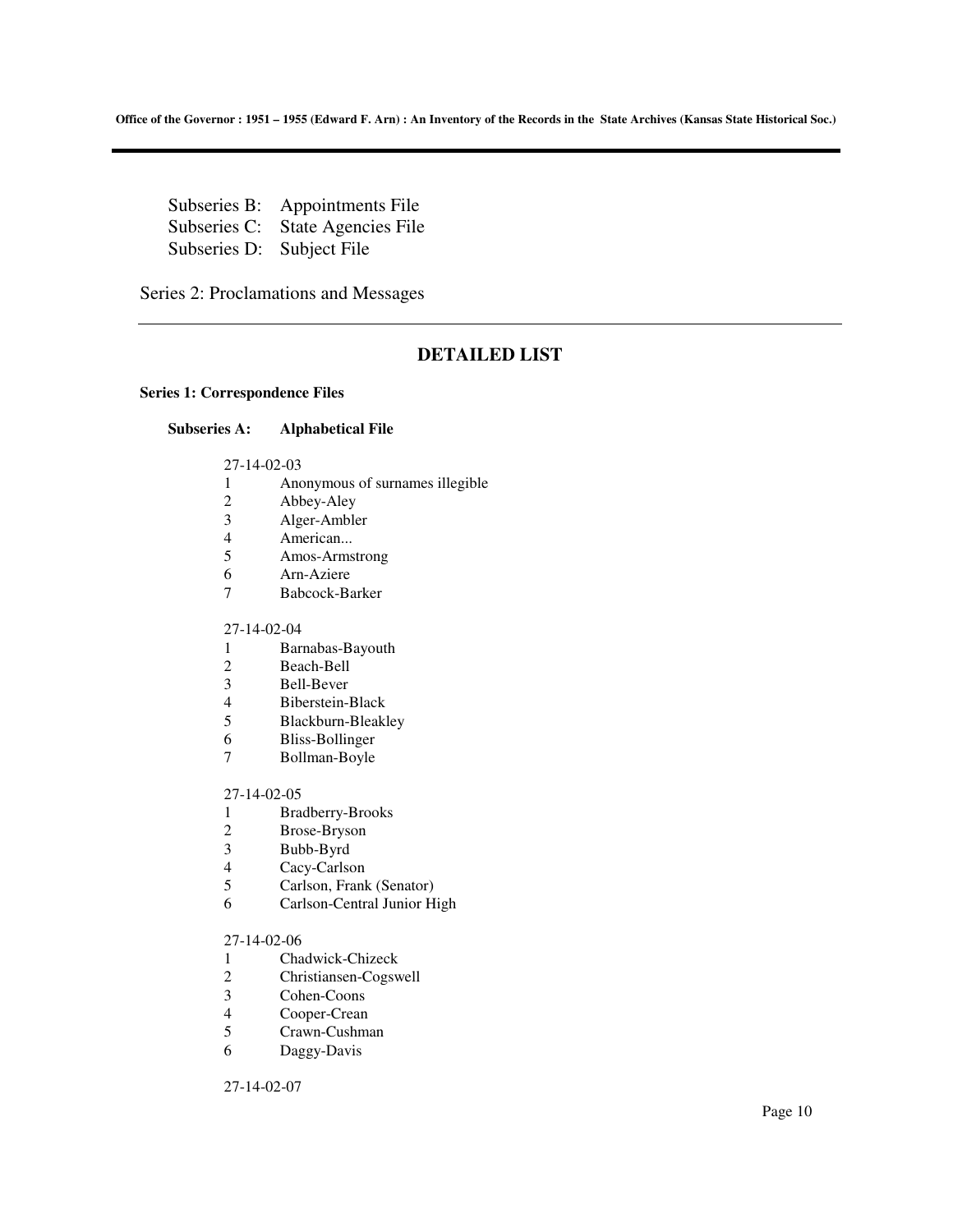Subseries B: Appointments File
Subseries C: State Agencies File
Subseries D: Subject File

Series 2: Proclamations and Messages

---

## DETAILED LIST

### Series 1: Correspondence Files

#### Subseries A: Alphabetical File

27-14-02-03

1 Anonymous of surnames illegible
2 Abbey-Aley
3 Alger-Ambler
4 American...
5 Amos-Armstrong
6 Arn-Aziere
7 Babcock-Barker

27-14-02-04

1 Barnabas-Bayouth
2 Beach-Bell
3 Bell-Bever
4 Biberstein-Black
5 Blackburn-Bleakley
6 Bliss-Bollinger
7 Bollman-Boyle

27-14-02-05

1 Bradberry-Brooks
2 Brose-Bryson
3 Bubb-Byrd
4 Cacy-Carlson
5 Carlson, Frank (Senator)
6 Carlson-Central Junior High

27-14-02-06

1 Chadwick-Chizeck
2 Christiansen-Cogswell
3 Cohen-Coons
4 Cooper-Crean
5 Crawn-Cushman
6 Daggy-Davis

27-14-02-07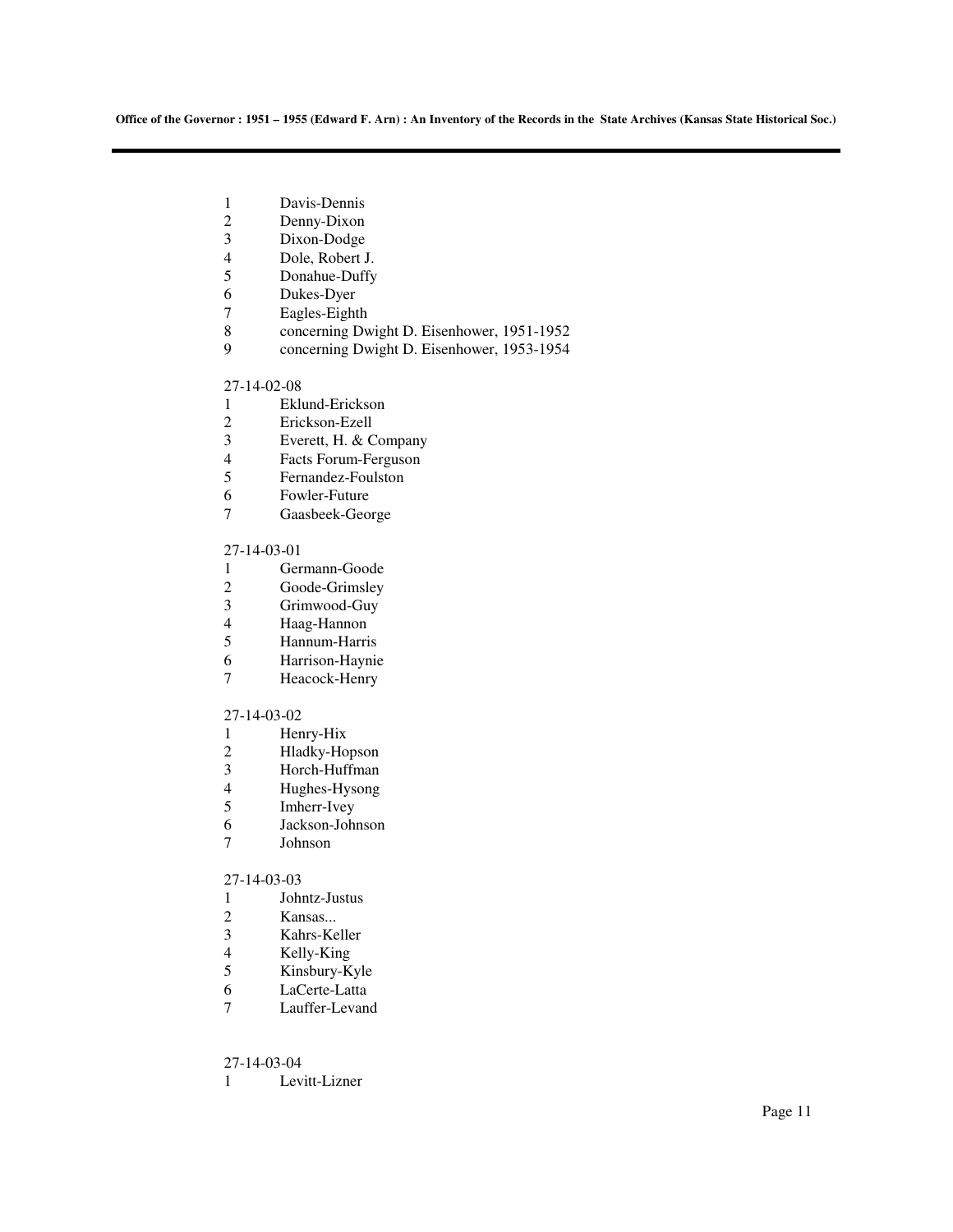1 Davis-Dennis
2 Denny-Dixon
3 Dixon-Dodge
4 Dole, Robert J.
5 Donahue-Duffy
6 Dukes-Dyer
7 Eagles-Eighth
8 concerning Dwight D. Eisenhower, 1951-1952
9 concerning Dwight D. Eisenhower, 1953-1954

27-14-02-08
1 Eklund-Erickson
2 Erickson-Ezell
3 Everett, H. & Company
4 Facts Forum-Ferguson
5 Fernandez-Foulston
6 Fowler-Future
7 Gaasbeek-George

27-14-03-01
1 Germann-Goode
2 Goode-Grimsley
3 Grimwood-Guy
4 Haag-Hannon
5 Hannum-Harris
6 Harrison-Haynie
7 Heacock-Henry

27-14-03-02
1 Henry-Hix
2 Hladky-Hopson
3 Horch-Huffman
4 Hughes-Hysong
5 Imherr-Ivey
6 Jackson-Johnson
7 Johnson

27-14-03-03
1 Johntz-Justus
2 Kansas...
3 Kahrs-Keller
4 Kelly-King
5 Kinsbury-Kyle
6 LaCerte-Latta
7 Lauffer-Levand

27-14-03-04
1 Levitt-Lizner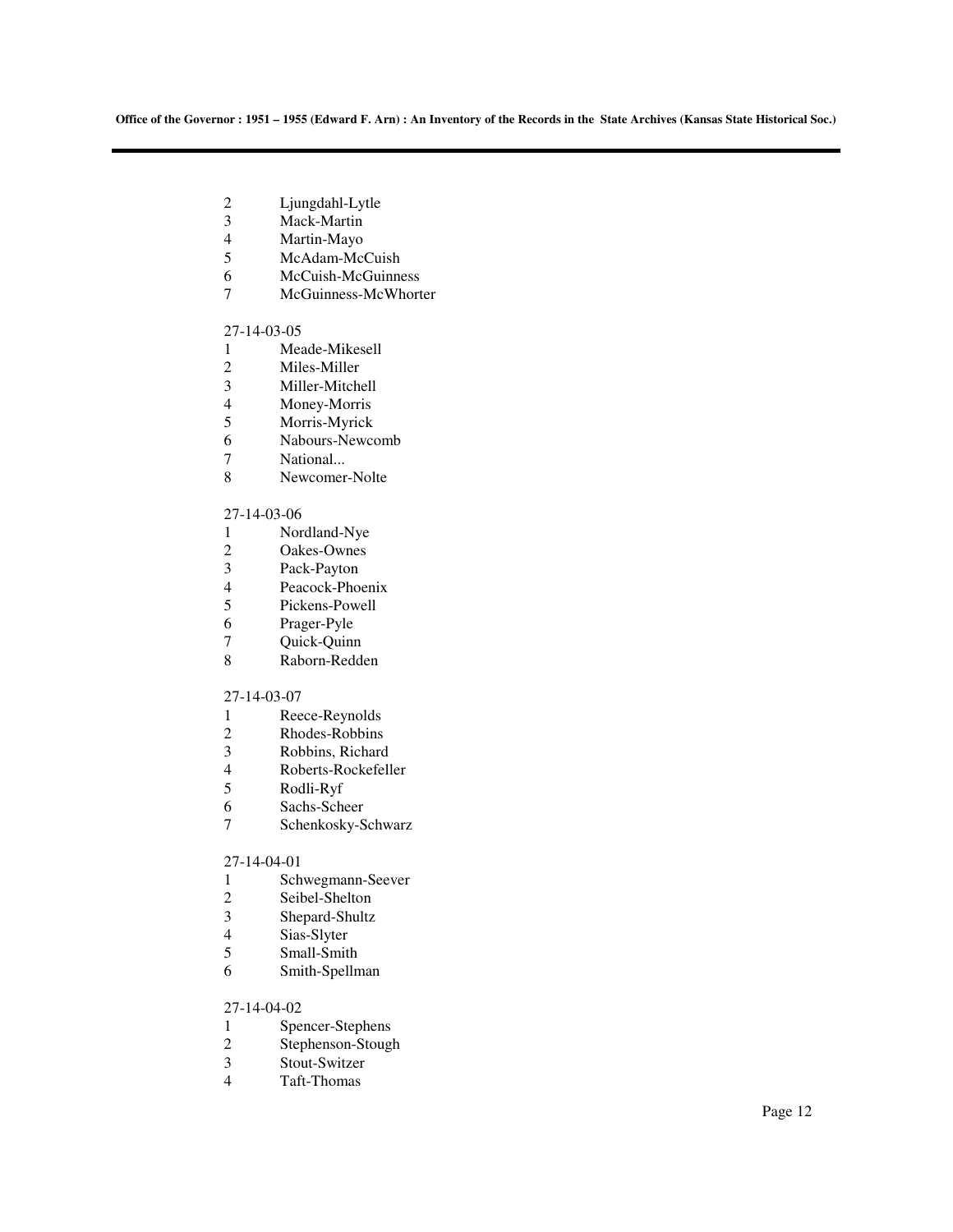2 Ljungdahl-Lytle
3 Mack-Martin
4 Martin-Mayo
5 McAdam-McCuish
6 McCuish-McGuinness
7 McGuinness-McWhorter

27-14-03-05
1 Meade-Mikesell
2 Miles-Miller
3 Miller-Mitchell
4 Money-Morris
5 Morris-Myrick
6 Nabours-Newcomb
7 National...
8 Newcomer-Nolte

27-14-03-06
1 Nordland-Nye
2 Oakes-Ownes
3 Pack-Payton
4 Peacock-Phoenix
5 Pickens-Powell
6 Prager-Pyle
7 Quick-Quinn
8 Raborn-Redden

27-14-03-07
1 Reece-Reynolds
2 Rhodes-Robbins
3 Robbins, Richard
4 Roberts-Rockefeller
5 Rodli-Ryf
6 Sachs-Scheer
7 Schenkosky-Schwarz

27-14-04-01
1 Schwegmann-Seever
2 Seibel-Shelton
3 Shepard-Shultz
4 Sias-Slyter
5 Small-Smith
6 Smith-Spellman

27-14-04-02
1 Spencer-Stephens
2 Stephenson-Stough
3 Stout-Switzer
4 Taft-Thomas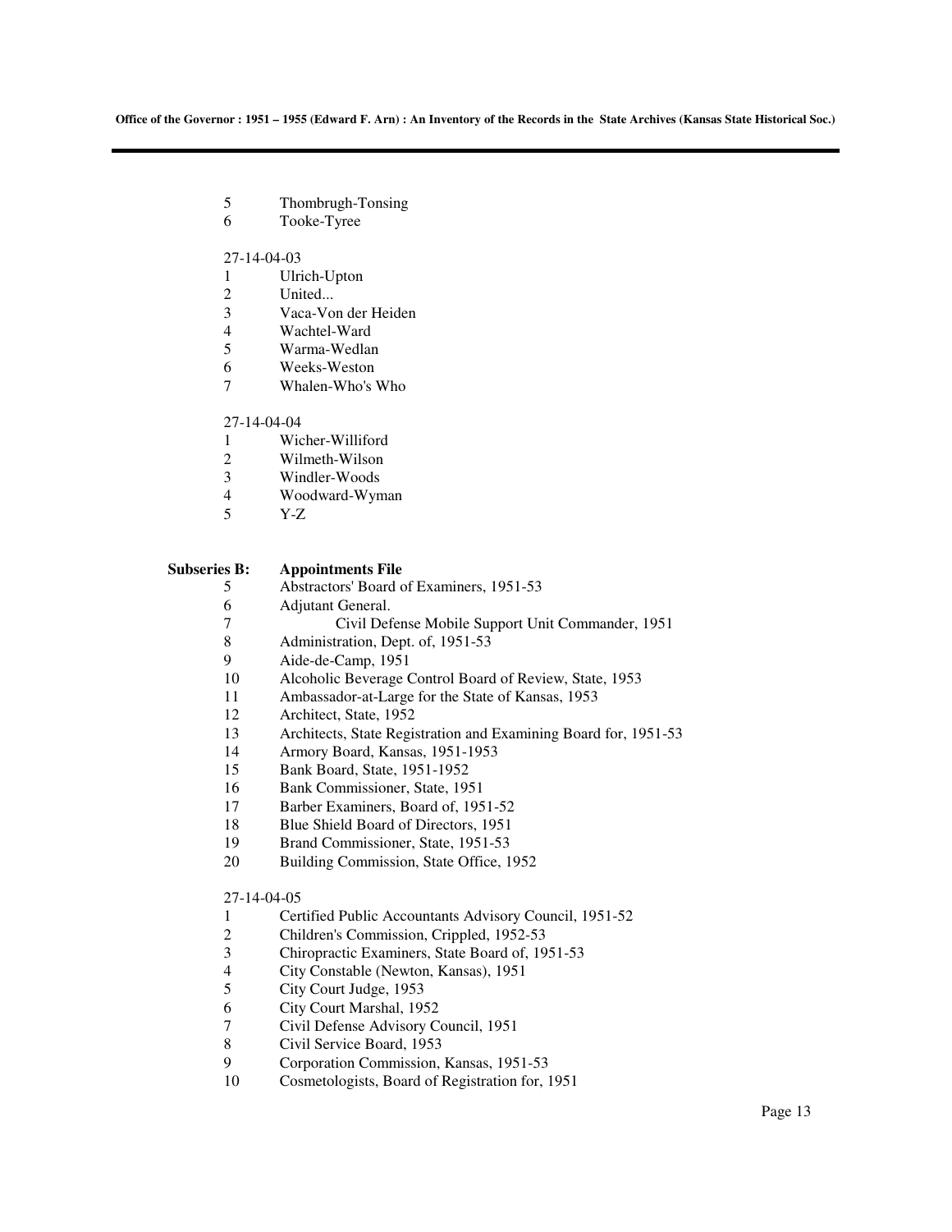5 Thombrugh-Tonsing
6 Tooke-Tyree

27-14-04-03
1 Ulrich-Upton
2 United...
3 Vaca-Von der Heiden
4 Wachtel-Ward
5 Warma-Wedlan
6 Weeks-Weston
7 Whalen-Who's Who

27-14-04-04
1 Wicher-Williford
2 Wilmeth-Wilson
3 Windler-Woods
4 Woodward-Wyman
5 Y-Z

**Subseries B: Appointments File**

5 Abstractors' Board of Examiners, 1951-53
6 Adjutant General.
7 Civil Defense Mobile Support Unit Commander, 1951
8 Administration, Dept. of, 1951-53
9 Aide-de-Camp, 1951
10 Alcoholic Beverage Control Board of Review, State, 1953
11 Ambassador-at-Large for the State of Kansas, 1953
12 Architect, State, 1952
13 Architects, State Registration and Examining Board for, 1951-53
14 Armory Board, Kansas, 1951-1953
15 Bank Board, State, 1951-1952
16 Bank Commissioner, State, 1951
17 Barber Examiners, Board of, 1951-52
18 Blue Shield Board of Directors, 1951
19 Brand Commissioner, State, 1951-53
20 Building Commission, State Office, 1952

27-14-04-05
1 Certified Public Accountants Advisory Council, 1951-52
2 Children's Commission, Crippled, 1952-53
3 Chiropractic Examiners, State Board of, 1951-53
4 City Constable (Newton, Kansas), 1951
5 City Court Judge, 1953
6 City Court Marshal, 1952
7 Civil Defense Advisory Council, 1951
8 Civil Service Board, 1953
9 Corporation Commission, Kansas, 1951-53
10 Cosmetologists, Board of Registration for, 1951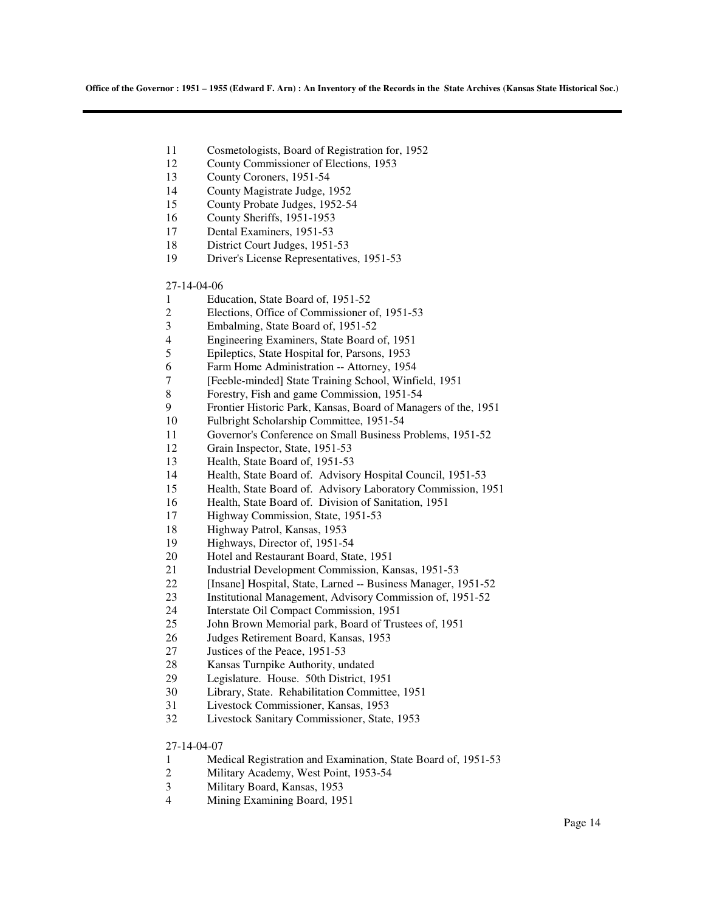11 Cosmetologists, Board of Registration for, 1952
12 County Commissioner of Elections, 1953
13 County Coroners, 1951-54
14 County Magistrate Judge, 1952
15 County Probate Judges, 1952-54
16 County Sheriffs, 1951-1953
17 Dental Examiners, 1951-53
18 District Court Judges, 1951-53
19 Driver's License Representatives, 1951-53

27-14-04-06

1 Education, State Board of, 1951-52
2 Elections, Office of Commissioner of, 1951-53
3 Embalming, State Board of, 1951-52
4 Engineering Examiners, State Board of, 1951
5 Epileptics, State Hospital for, Parsons, 1953
6 Farm Home Administration -- Attorney, 1954
7 [Feeble-minded] State Training School, Winfield, 1951
8 Forestry, Fish and game Commission, 1951-54
9 Frontier Historic Park, Kansas, Board of Managers of the, 1951
10 Fulbright Scholarship Committee, 1951-54
11 Governor's Conference on Small Business Problems, 1951-52
12 Grain Inspector, State, 1951-53
13 Health, State Board of, 1951-53
14 Health, State Board of. Advisory Hospital Council, 1951-53
15 Health, State Board of. Advisory Laboratory Commission, 1951
16 Health, State Board of. Division of Sanitation, 1951
17 Highway Commission, State, 1951-53
18 Highway Patrol, Kansas, 1953
19 Highways, Director of, 1951-54
20 Hotel and Restaurant Board, State, 1951
21 Industrial Development Commission, Kansas, 1951-53
22 [Insane] Hospital, State, Larned -- Business Manager, 1951-52
23 Institutional Management, Advisory Commission of, 1951-52
24 Interstate Oil Compact Commission, 1951
25 John Brown Memorial park, Board of Trustees of, 1951
26 Judges Retirement Board, Kansas, 1953
27 Justices of the Peace, 1951-53
28 Kansas Turnpike Authority, undated
29 Legislature. House. 50th District, 1951
30 Library, State. Rehabilitation Committee, 1951
31 Livestock Commissioner, Kansas, 1953
32 Livestock Sanitary Commissioner, State, 1953

27-14-04-07

1 Medical Registration and Examination, State Board of, 1951-53
2 Military Academy, West Point, 1953-54
3 Military Board, Kansas, 1953
4 Mining Examining Board, 1951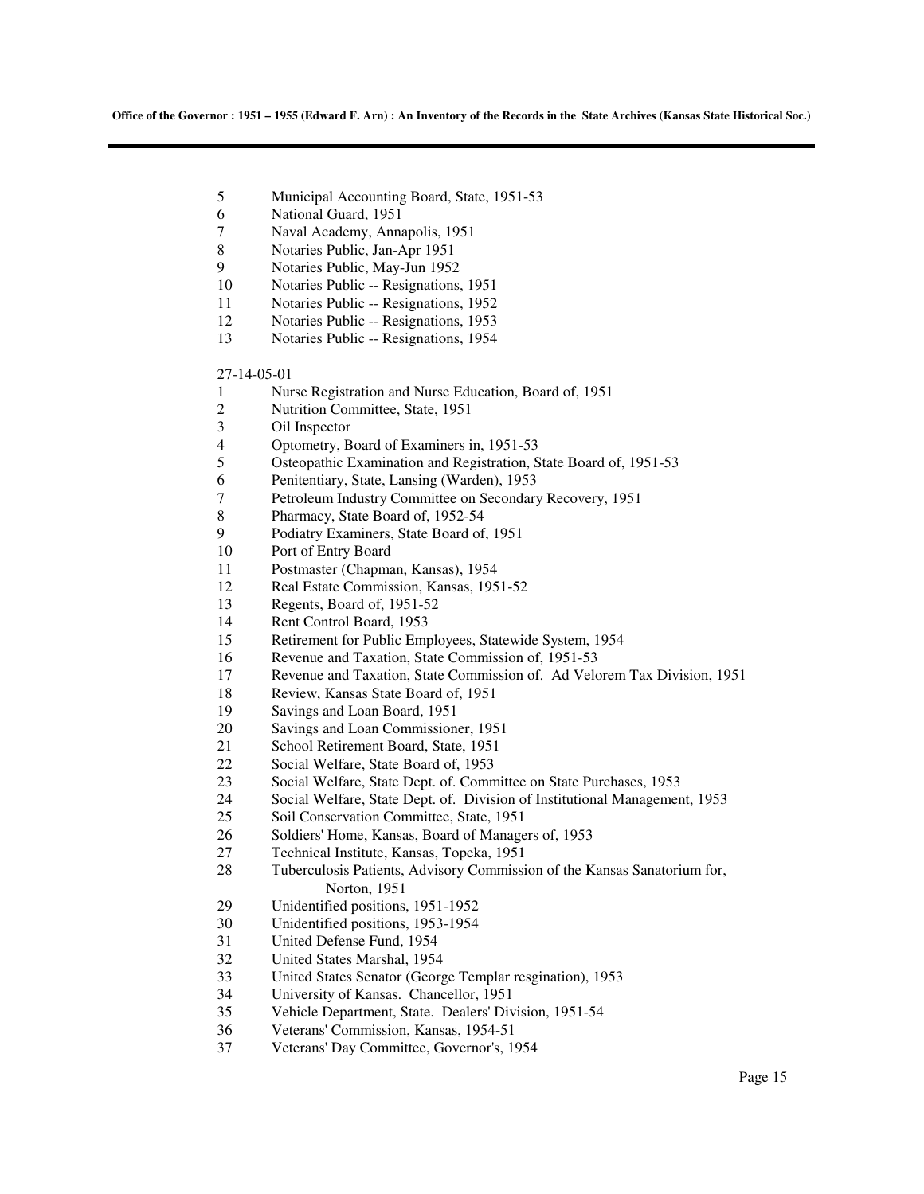5 Municipal Accounting Board, State, 1951-53
6 National Guard, 1951
7 Naval Academy, Annapolis, 1951
8 Notaries Public, Jan-Apr 1951
9 Notaries Public, May-Jun 1952
10 Notaries Public -- Resignations, 1951
11 Notaries Public -- Resignations, 1952
12 Notaries Public -- Resignations, 1953
13 Notaries Public -- Resignations, 1954

27-14-05-01

1 Nurse Registration and Nurse Education, Board of, 1951
2 Nutrition Committee, State, 1951
3 Oil Inspector
4 Optometry, Board of Examiners in, 1951-53
5 Osteopathic Examination and Registration, State Board of, 1951-53
6 Penitentiary, State, Lansing (Warden), 1953
7 Petroleum Industry Committee on Secondary Recovery, 1951
8 Pharmacy, State Board of, 1952-54
9 Podiatry Examiners, State Board of, 1951
10 Port of Entry Board
11 Postmaster (Chapman, Kansas), 1954
12 Real Estate Commission, Kansas, 1951-52
13 Regents, Board of, 1951-52
14 Rent Control Board, 1953
15 Retirement for Public Employees, Statewide System, 1954
16 Revenue and Taxation, State Commission of, 1951-53
17 Revenue and Taxation, State Commission of. Ad Velorem Tax Division, 1951
18 Review, Kansas State Board of, 1951
19 Savings and Loan Board, 1951
20 Savings and Loan Commissioner, 1951
21 School Retirement Board, State, 1951
22 Social Welfare, State Board of, 1953
23 Social Welfare, State Dept. of. Committee on State Purchases, 1953
24 Social Welfare, State Dept. of. Division of Institutional Management, 1953
25 Soil Conservation Committee, State, 1951
26 Soldiers' Home, Kansas, Board of Managers of, 1953
27 Technical Institute, Kansas, Topeka, 1951
28 Tuberculosis Patients, Advisory Commission of the Kansas Sanatorium for, Norton, 1951
29 Unidentified positions, 1951-1952
30 Unidentified positions, 1953-1954
31 United Defense Fund, 1954
32 United States Marshal, 1954
33 United States Senator (George Templar resgination), 1953
34 University of Kansas. Chancellor, 1951
35 Vehicle Department, State. Dealers' Division, 1951-54
36 Veterans' Commission, Kansas, 1954-51
37 Veterans' Day Committee, Governor's, 1954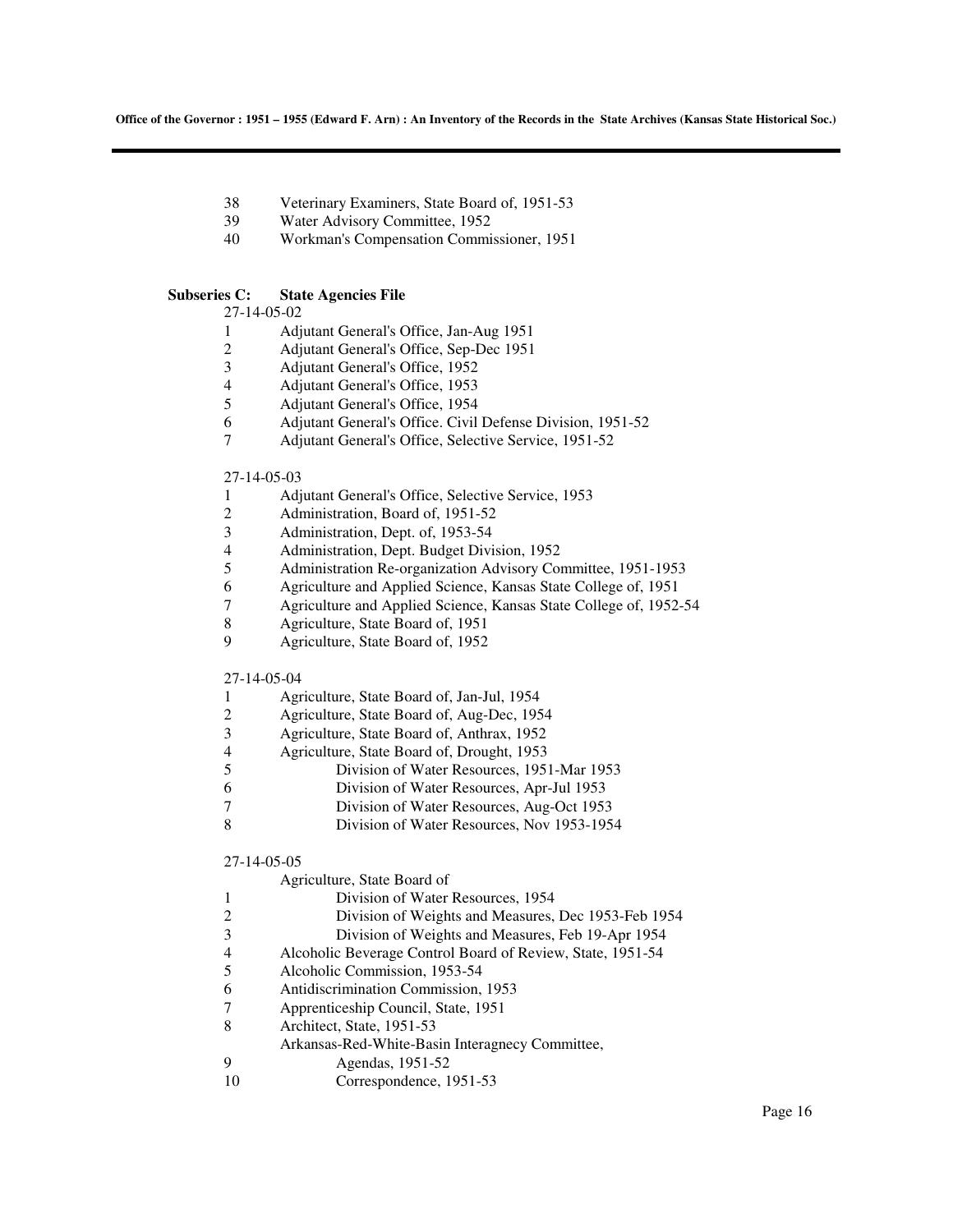38 Veterinary Examiners, State Board of, 1951-53
39 Water Advisory Committee, 1952
40 Workman's Compensation Commissioner, 1951

**Subseries C: State Agencies File**

27-14-05-02

1 Adjutant General's Office, Jan-Aug 1951
2 Adjutant General's Office, Sep-Dec 1951
3 Adjutant General's Office, 1952
4 Adjutant General's Office, 1953
5 Adjutant General's Office, 1954
6 Adjutant General's Office. Civil Defense Division, 1951-52
7 Adjutant General's Office, Selective Service, 1951-52

27-14-05-03

1 Adjutant General's Office, Selective Service, 1953
2 Administration, Board of, 1951-52
3 Administration, Dept. of, 1953-54
4 Administration, Dept. Budget Division, 1952
5 Administration Re-organization Advisory Committee, 1951-1953
6 Agriculture and Applied Science, Kansas State College of, 1951
7 Agriculture and Applied Science, Kansas State College of, 1952-54
8 Agriculture, State Board of, 1951
9 Agriculture, State Board of, 1952

27-14-05-04

1 Agriculture, State Board of, Jan-Jul, 1954
2 Agriculture, State Board of, Aug-Dec, 1954
3 Agriculture, State Board of, Anthrax, 1952
4 Agriculture, State Board of, Drought, 1953
5 Division of Water Resources, 1951-Mar 1953
6 Division of Water Resources, Apr-Jul 1953
7 Division of Water Resources, Aug-Oct 1953
8 Division of Water Resources, Nov 1953-1954

27-14-05-05

Agriculture, State Board of

1 Division of Water Resources, 1954
2 Division of Weights and Measures, Dec 1953-Feb 1954
3 Division of Weights and Measures, Feb 19-Apr 1954
4 Alcoholic Beverage Control Board of Review, State, 1951-54
5 Alcoholic Commission, 1953-54
6 Antidiscrimination Commission, 1953
7 Apprenticeship Council, State, 1951
8 Architect, State, 1951-53

Arkansas-Red-White-Basin Interagnecy Committee,

9 Agendas, 1951-52
10 Correspondence, 1951-53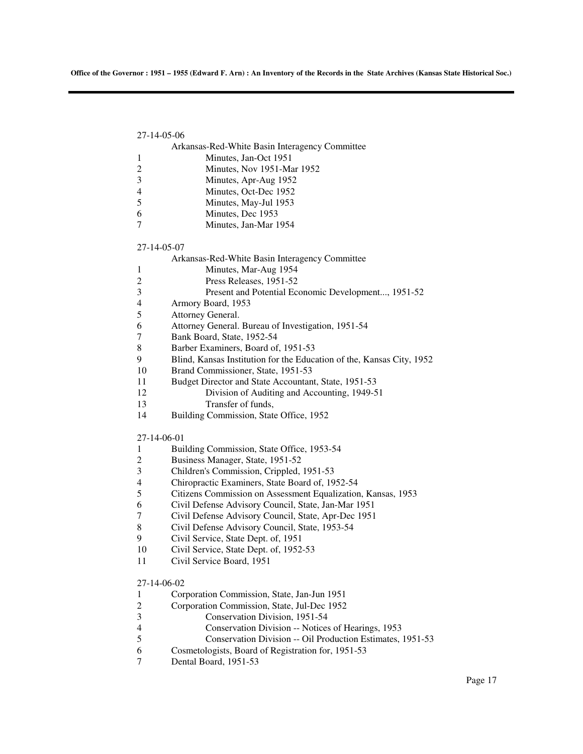27-14-05-06

Arkansas-Red-White Basin Interagency Committee

1 Minutes, Jan-Oct 1951
2 Minutes, Nov 1951-Mar 1952
3 Minutes, Apr-Aug 1952
4 Minutes, Oct-Dec 1952
5 Minutes, May-Jul 1953
6 Minutes, Dec 1953
7 Minutes, Jan-Mar 1954

27-14-05-07

Arkansas-Red-White Basin Interagency Committee

1 Minutes, Mar-Aug 1954
2 Press Releases, 1951-52
3 Present and Potential Economic Development..., 1951-52
4 Armory Board, 1953
5 Attorney General.
6 Attorney General. Bureau of Investigation, 1951-54
7 Bank Board, State, 1952-54
8 Barber Examiners, Board of, 1951-53
9 Blind, Kansas Institution for the Education of the, Kansas City, 1952
10 Brand Commissioner, State, 1951-53
11 Budget Director and State Accountant, State, 1951-53
12 Division of Auditing and Accounting, 1949-51
13 Transfer of funds,
14 Building Commission, State Office, 1952

27-14-06-01

1 Building Commission, State Office, 1953-54
2 Business Manager, State, 1951-52
3 Children's Commission, Crippled, 1951-53
4 Chiropractic Examiners, State Board of, 1952-54
5 Citizens Commission on Assessment Equalization, Kansas, 1953
6 Civil Defense Advisory Council, State, Jan-Mar 1951
7 Civil Defense Advisory Council, State, Apr-Dec 1951
8 Civil Defense Advisory Council, State, 1953-54
9 Civil Service, State Dept. of, 1951
10 Civil Service, State Dept. of, 1952-53
11 Civil Service Board, 1951

27-14-06-02

1 Corporation Commission, State, Jan-Jun 1951
2 Corporation Commission, State, Jul-Dec 1952
3 Conservation Division, 1951-54
4 Conservation Division -- Notices of Hearings, 1953
5 Conservation Division -- Oil Production Estimates, 1951-53
6 Cosmetologists, Board of Registration for, 1951-53
7 Dental Board, 1951-53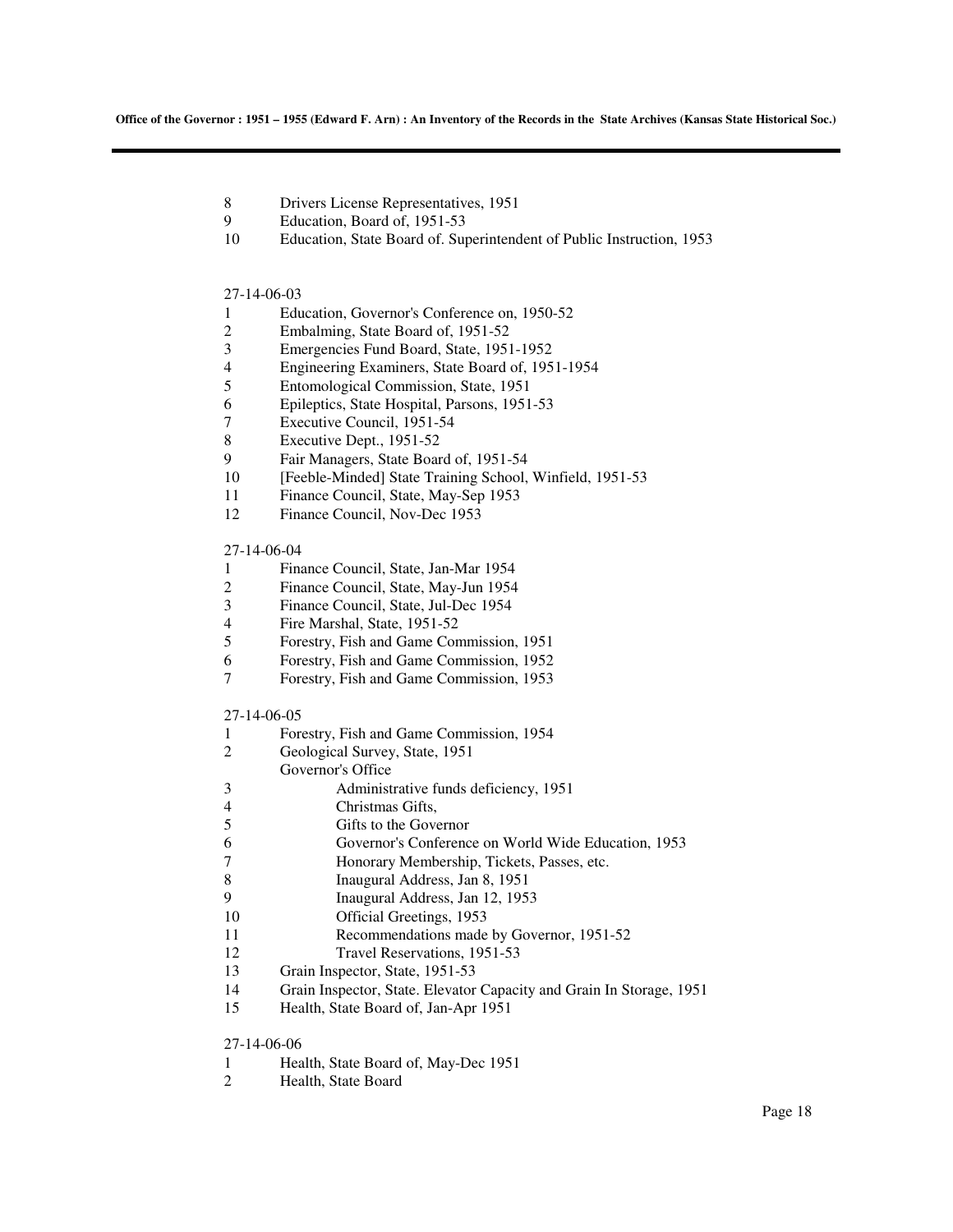8 Drivers License Representatives, 1951
9 Education, Board of, 1951-53
10 Education, State Board of. Superintendent of Public Instruction, 1953

27-14-06-03

1 Education, Governor's Conference on, 1950-52
2 Embalming, State Board of, 1951-52
3 Emergencies Fund Board, State, 1951-1952
4 Engineering Examiners, State Board of, 1951-1954
5 Entomological Commission, State, 1951
6 Epileptics, State Hospital, Parsons, 1951-53
7 Executive Council, 1951-54
8 Executive Dept., 1951-52
9 Fair Managers, State Board of, 1951-54
10 [Feeble-Minded] State Training School, Winfield, 1951-53
11 Finance Council, State, May-Sep 1953
12 Finance Council, Nov-Dec 1953

27-14-06-04

1 Finance Council, State, Jan-Mar 1954
2 Finance Council, State, May-Jun 1954
3 Finance Council, State, Jul-Dec 1954
4 Fire Marshal, State, 1951-52
5 Forestry, Fish and Game Commission, 1951
6 Forestry, Fish and Game Commission, 1952
7 Forestry, Fish and Game Commission, 1953

27-14-06-05

1 Forestry, Fish and Game Commission, 1954
2 Geological Survey, State, 1951
Governor's Office
3 Administrative funds deficiency, 1951
4 Christmas Gifts,
5 Gifts to the Governor
6 Governor's Conference on World Wide Education, 1953
7 Honorary Membership, Tickets, Passes, etc.
8 Inaugural Address, Jan 8, 1951
9 Inaugural Address, Jan 12, 1953
10 Official Greetings, 1953
11 Recommendations made by Governor, 1951-52
12 Travel Reservations, 1951-53
13 Grain Inspector, State, 1951-53
14 Grain Inspector, State. Elevator Capacity and Grain In Storage, 1951
15 Health, State Board of, Jan-Apr 1951

27-14-06-06

1 Health, State Board of, May-Dec 1951
2 Health, State Board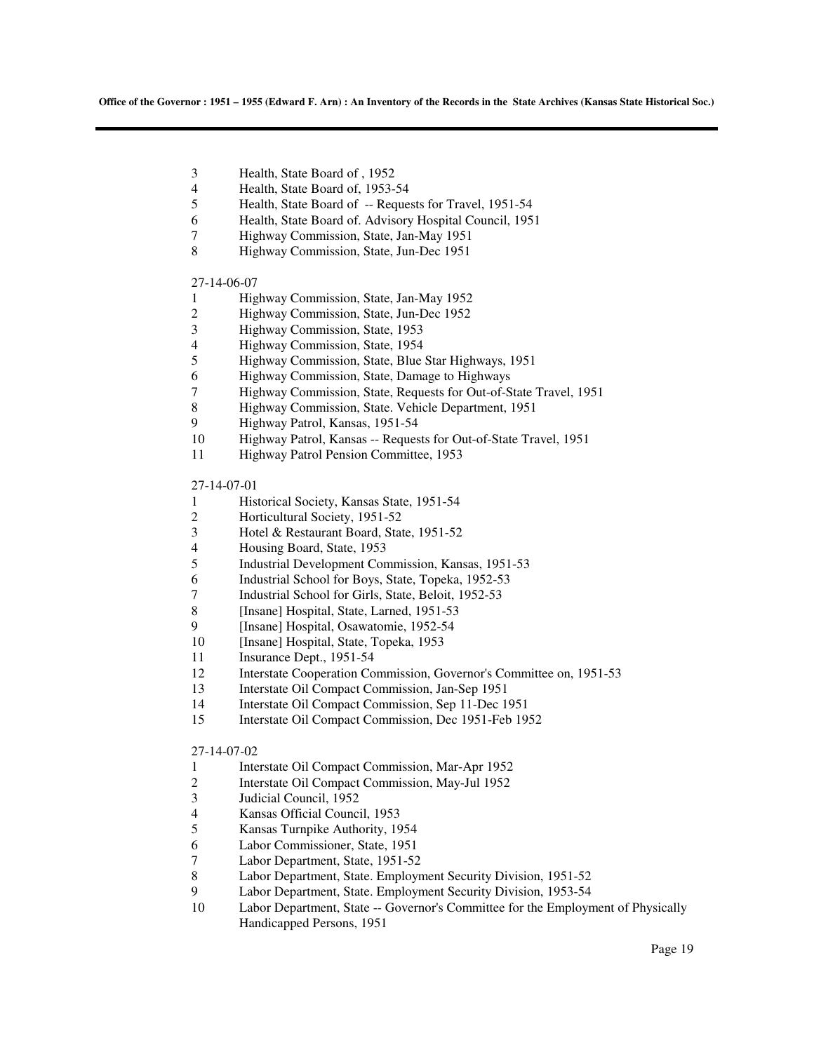3 Health, State Board of , 1952
4 Health, State Board of, 1953-54
5 Health, State Board of -- Requests for Travel, 1951-54
6 Health, State Board of. Advisory Hospital Council, 1951
7 Highway Commission, State, Jan-May 1951
8 Highway Commission, State, Jun-Dec 1951

27-14-06-07

1 Highway Commission, State, Jan-May 1952
2 Highway Commission, State, Jun-Dec 1952
3 Highway Commission, State, 1953
4 Highway Commission, State, 1954
5 Highway Commission, State, Blue Star Highways, 1951
6 Highway Commission, State, Damage to Highways
7 Highway Commission, State, Requests for Out-of-State Travel, 1951
8 Highway Commission, State. Vehicle Department, 1951
9 Highway Patrol, Kansas, 1951-54
10 Highway Patrol, Kansas -- Requests for Out-of-State Travel, 1951
11 Highway Patrol Pension Committee, 1953

27-14-07-01

1 Historical Society, Kansas State, 1951-54
2 Horticultural Society, 1951-52
3 Hotel & Restaurant Board, State, 1951-52
4 Housing Board, State, 1953
5 Industrial Development Commission, Kansas, 1951-53
6 Industrial School for Boys, State, Topeka, 1952-53
7 Industrial School for Girls, State, Beloit, 1952-53
8 [Insane] Hospital, State, Larned, 1951-53
9 [Insane] Hospital, Osawatomie, 1952-54
10 [Insane] Hospital, State, Topeka, 1953
11 Insurance Dept., 1951-54
12 Interstate Cooperation Commission, Governor's Committee on, 1951-53
13 Interstate Oil Compact Commission, Jan-Sep 1951
14 Interstate Oil Compact Commission, Sep 11-Dec 1951
15 Interstate Oil Compact Commission, Dec 1951-Feb 1952

27-14-07-02

1 Interstate Oil Compact Commission, Mar-Apr 1952
2 Interstate Oil Compact Commission, May-Jul 1952
3 Judicial Council, 1952
4 Kansas Official Council, 1953
5 Kansas Turnpike Authority, 1954
6 Labor Commissioner, State, 1951
7 Labor Department, State, 1951-52
8 Labor Department, State. Employment Security Division, 1951-52
9 Labor Department, State. Employment Security Division, 1953-54
10 Labor Department, State -- Governor's Committee for the Employment of Physically Handicapped Persons, 1951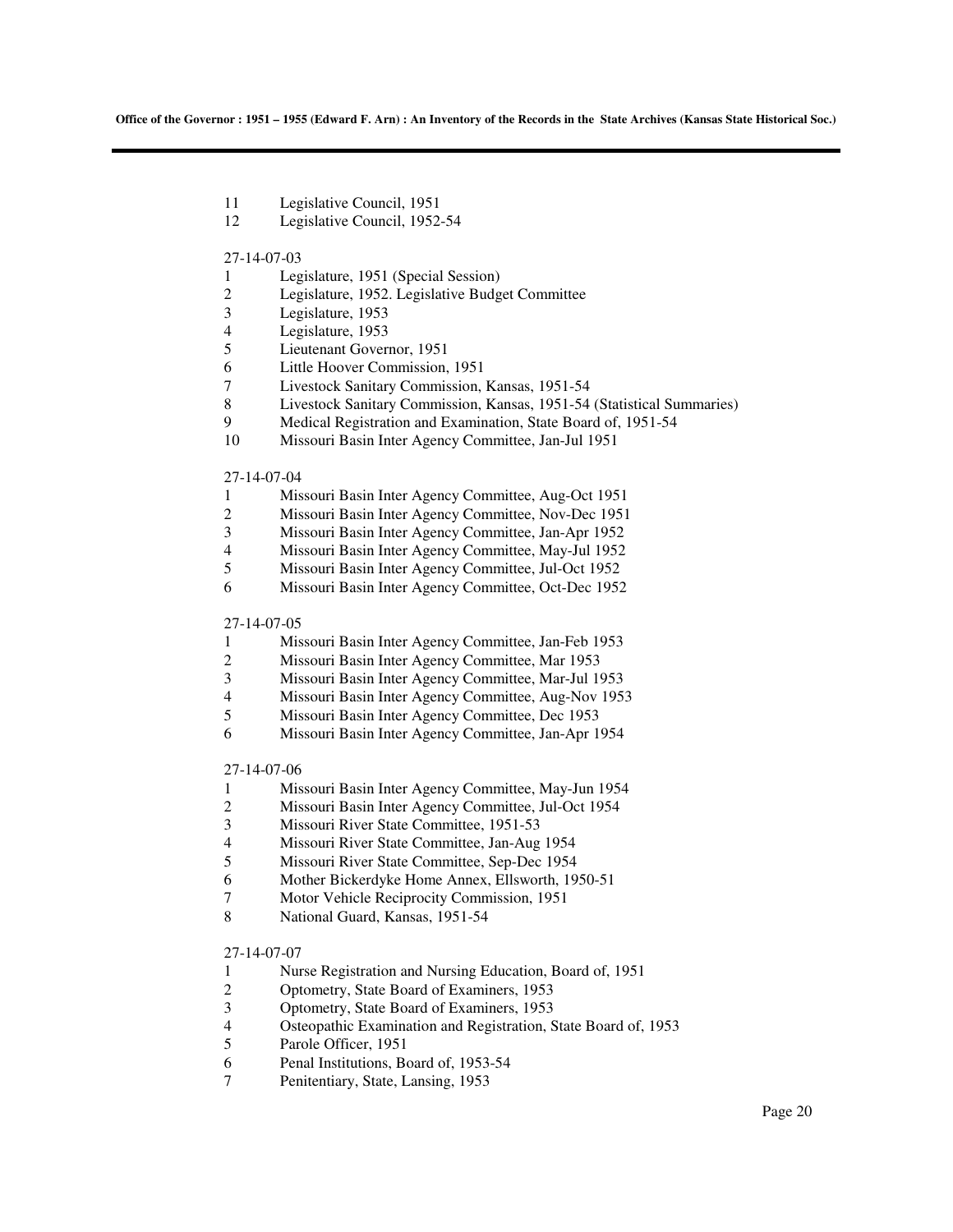11 Legislative Council, 1951
12 Legislative Council, 1952-54

27-14-07-03

1 Legislature, 1951 (Special Session)
2 Legislature, 1952. Legislative Budget Committee
3 Legislature, 1953
4 Legislature, 1953
5 Lieutenant Governor, 1951
6 Little Hoover Commission, 1951
7 Livestock Sanitary Commission, Kansas, 1951-54
8 Livestock Sanitary Commission, Kansas, 1951-54 (Statistical Summaries)
9 Medical Registration and Examination, State Board of, 1951-54
10 Missouri Basin Inter Agency Committee, Jan-Jul 1951

27-14-07-04

1 Missouri Basin Inter Agency Committee, Aug-Oct 1951
2 Missouri Basin Inter Agency Committee, Nov-Dec 1951
3 Missouri Basin Inter Agency Committee, Jan-Apr 1952
4 Missouri Basin Inter Agency Committee, May-Jul 1952
5 Missouri Basin Inter Agency Committee, Jul-Oct 1952
6 Missouri Basin Inter Agency Committee, Oct-Dec 1952

27-14-07-05

1 Missouri Basin Inter Agency Committee, Jan-Feb 1953
2 Missouri Basin Inter Agency Committee, Mar 1953
3 Missouri Basin Inter Agency Committee, Mar-Jul 1953
4 Missouri Basin Inter Agency Committee, Aug-Nov 1953
5 Missouri Basin Inter Agency Committee, Dec 1953
6 Missouri Basin Inter Agency Committee, Jan-Apr 1954

27-14-07-06

1 Missouri Basin Inter Agency Committee, May-Jun 1954
2 Missouri Basin Inter Agency Committee, Jul-Oct 1954
3 Missouri River State Committee, 1951-53
4 Missouri River State Committee, Jan-Aug 1954
5 Missouri River State Committee, Sep-Dec 1954
6 Mother Bickerdyke Home Annex, Ellsworth, 1950-51
7 Motor Vehicle Reciprocity Commission, 1951
8 National Guard, Kansas, 1951-54

27-14-07-07

1 Nurse Registration and Nursing Education, Board of, 1951
2 Optometry, State Board of Examiners, 1953
3 Optometry, State Board of Examiners, 1953
4 Osteopathic Examination and Registration, State Board of, 1953
5 Parole Officer, 1951
6 Penal Institutions, Board of, 1953-54
7 Penitentiary, State, Lansing, 1953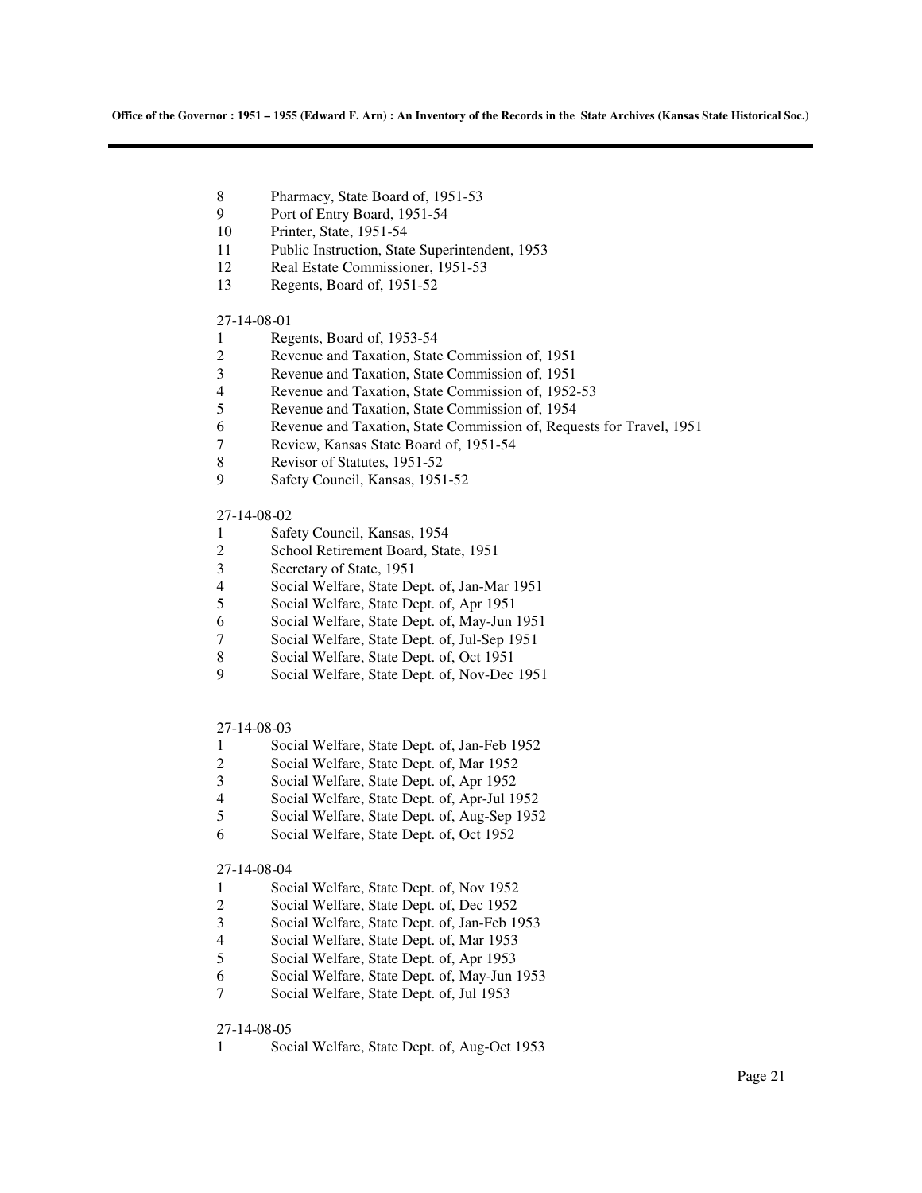8 Pharmacy, State Board of, 1951-53
9 Port of Entry Board, 1951-54
10 Printer, State, 1951-54
11 Public Instruction, State Superintendent, 1953
12 Real Estate Commissioner, 1951-53
13 Regents, Board of, 1951-52

27-14-08-01
1 Regents, Board of, 1953-54
2 Revenue and Taxation, State Commission of, 1951
3 Revenue and Taxation, State Commission of, 1951
4 Revenue and Taxation, State Commission of, 1952-53
5 Revenue and Taxation, State Commission of, 1954
6 Revenue and Taxation, State Commission of, Requests for Travel, 1951
7 Review, Kansas State Board of, 1951-54
8 Revisor of Statutes, 1951-52
9 Safety Council, Kansas, 1951-52

27-14-08-02
1 Safety Council, Kansas, 1954
2 School Retirement Board, State, 1951
3 Secretary of State, 1951
4 Social Welfare, State Dept. of, Jan-Mar 1951
5 Social Welfare, State Dept. of, Apr 1951
6 Social Welfare, State Dept. of, May-Jun 1951
7 Social Welfare, State Dept. of, Jul-Sep 1951
8 Social Welfare, State Dept. of, Oct 1951
9 Social Welfare, State Dept. of, Nov-Dec 1951

27-14-08-03
1 Social Welfare, State Dept. of, Jan-Feb 1952
2 Social Welfare, State Dept. of, Mar 1952
3 Social Welfare, State Dept. of, Apr 1952
4 Social Welfare, State Dept. of, Apr-Jul 1952
5 Social Welfare, State Dept. of, Aug-Sep 1952
6 Social Welfare, State Dept. of, Oct 1952

27-14-08-04
1 Social Welfare, State Dept. of, Nov 1952
2 Social Welfare, State Dept. of, Dec 1952
3 Social Welfare, State Dept. of, Jan-Feb 1953
4 Social Welfare, State Dept. of, Mar 1953
5 Social Welfare, State Dept. of, Apr 1953
6 Social Welfare, State Dept. of, May-Jun 1953
7 Social Welfare, State Dept. of, Jul 1953

27-14-08-05
1 Social Welfare, State Dept. of, Aug-Oct 1953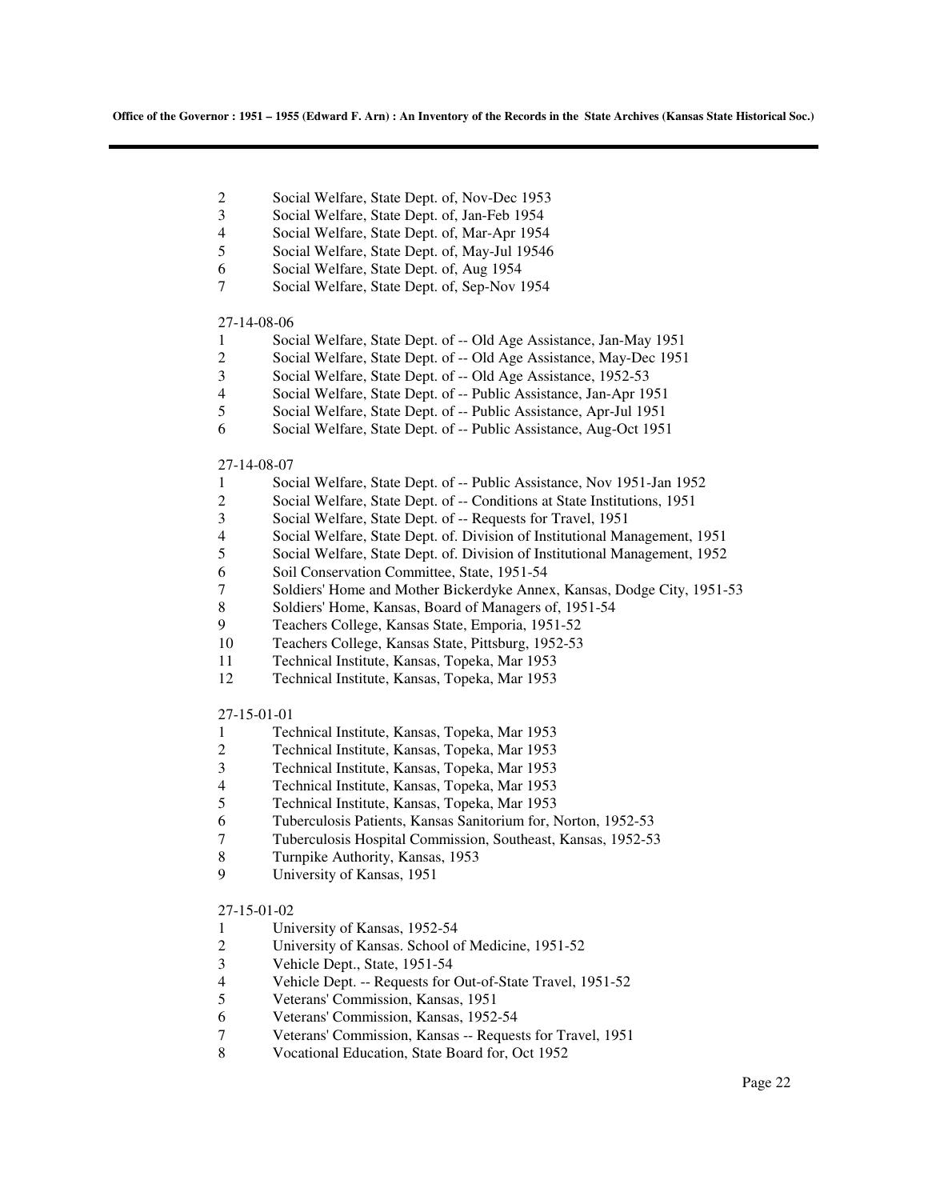2 Social Welfare, State Dept. of, Nov-Dec 1953
3 Social Welfare, State Dept. of, Jan-Feb 1954
4 Social Welfare, State Dept. of, Mar-Apr 1954
5 Social Welfare, State Dept. of, May-Jul 19546
6 Social Welfare, State Dept. of, Aug 1954
7 Social Welfare, State Dept. of, Sep-Nov 1954

27-14-08-06

1 Social Welfare, State Dept. of -- Old Age Assistance, Jan-May 1951
2 Social Welfare, State Dept. of -- Old Age Assistance, May-Dec 1951
3 Social Welfare, State Dept. of -- Old Age Assistance, 1952-53
4 Social Welfare, State Dept. of -- Public Assistance, Jan-Apr 1951
5 Social Welfare, State Dept. of -- Public Assistance, Apr-Jul 1951
6 Social Welfare, State Dept. of -- Public Assistance, Aug-Oct 1951

27-14-08-07

1 Social Welfare, State Dept. of -- Public Assistance, Nov 1951-Jan 1952
2 Social Welfare, State Dept. of -- Conditions at State Institutions, 1951
3 Social Welfare, State Dept. of -- Requests for Travel, 1951
4 Social Welfare, State Dept. of. Division of Institutional Management, 1951
5 Social Welfare, State Dept. of. Division of Institutional Management, 1952
6 Soil Conservation Committee, State, 1951-54
7 Soldiers' Home and Mother Bickerdyke Annex, Kansas, Dodge City, 1951-53
8 Soldiers' Home, Kansas, Board of Managers of, 1951-54
9 Teachers College, Kansas State, Emporia, 1951-52
10 Teachers College, Kansas State, Pittsburg, 1952-53
11 Technical Institute, Kansas, Topeka, Mar 1953
12 Technical Institute, Kansas, Topeka, Mar 1953

27-15-01-01

1 Technical Institute, Kansas, Topeka, Mar 1953
2 Technical Institute, Kansas, Topeka, Mar 1953
3 Technical Institute, Kansas, Topeka, Mar 1953
4 Technical Institute, Kansas, Topeka, Mar 1953
5 Technical Institute, Kansas, Topeka, Mar 1953
6 Tuberculosis Patients, Kansas Sanitorium for, Norton, 1952-53
7 Tuberculosis Hospital Commission, Southeast, Kansas, 1952-53
8 Turnpike Authority, Kansas, 1953
9 University of Kansas, 1951

27-15-01-02

1 University of Kansas, 1952-54
2 University of Kansas. School of Medicine, 1951-52
3 Vehicle Dept., State, 1951-54
4 Vehicle Dept. -- Requests for Out-of-State Travel, 1951-52
5 Veterans' Commission, Kansas, 1951
6 Veterans' Commission, Kansas, 1952-54
7 Veterans' Commission, Kansas -- Requests for Travel, 1951
8 Vocational Education, State Board for, Oct 1952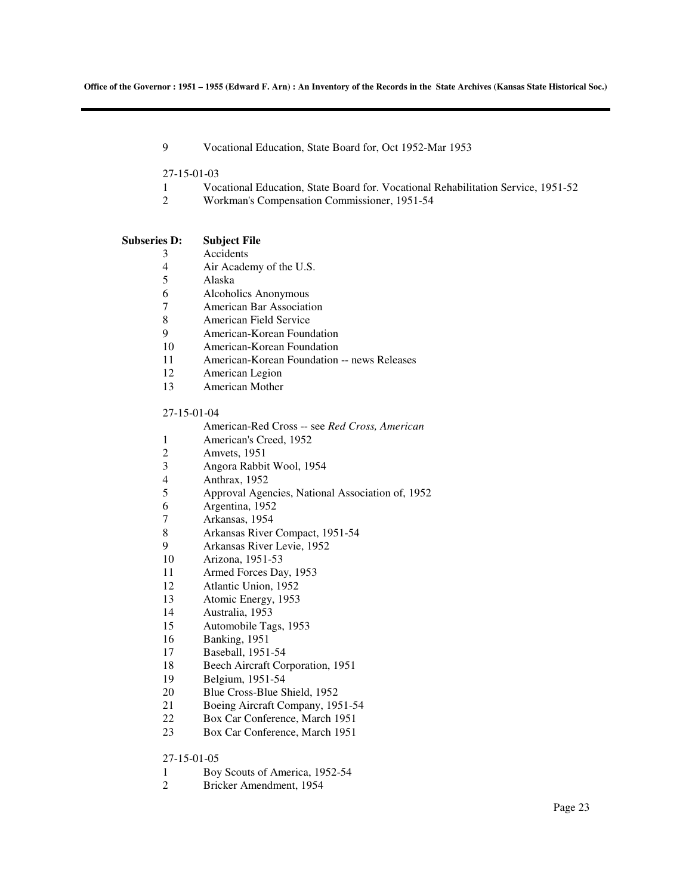9 Vocational Education, State Board for, Oct 1952-Mar 1953

27-15-01-03

1 Vocational Education, State Board for. Vocational Rehabilitation Service, 1951-52
2 Workman's Compensation Commissioner, 1951-54

**Subseries D: Subject File**

3 Accidents
4 Air Academy of the U.S.
5 Alaska
6 Alcoholics Anonymous
7 American Bar Association
8 American Field Service
9 American-Korean Foundation
10 American-Korean Foundation
11 American-Korean Foundation -- news Releases
12 American Legion
13 American Mother

27-15-01-04

American-Red Cross -- see *Red Cross, American*
1 American's Creed, 1952
2 Amvets, 1951
3 Angora Rabbit Wool, 1954
4 Anthrax, 1952
5 Approval Agencies, National Association of, 1952
6 Argentina, 1952
7 Arkansas, 1954
8 Arkansas River Compact, 1951-54
9 Arkansas River Levie, 1952
10 Arizona, 1951-53
11 Armed Forces Day, 1953
12 Atlantic Union, 1952
13 Atomic Energy, 1953
14 Australia, 1953
15 Automobile Tags, 1953
16 Banking, 1951
17 Baseball, 1951-54
18 Beech Aircraft Corporation, 1951
19 Belgium, 1951-54
20 Blue Cross-Blue Shield, 1952
21 Boeing Aircraft Company, 1951-54
22 Box Car Conference, March 1951
23 Box Car Conference, March 1951

27-15-01-05

1 Boy Scouts of America, 1952-54
2 Bricker Amendment, 1954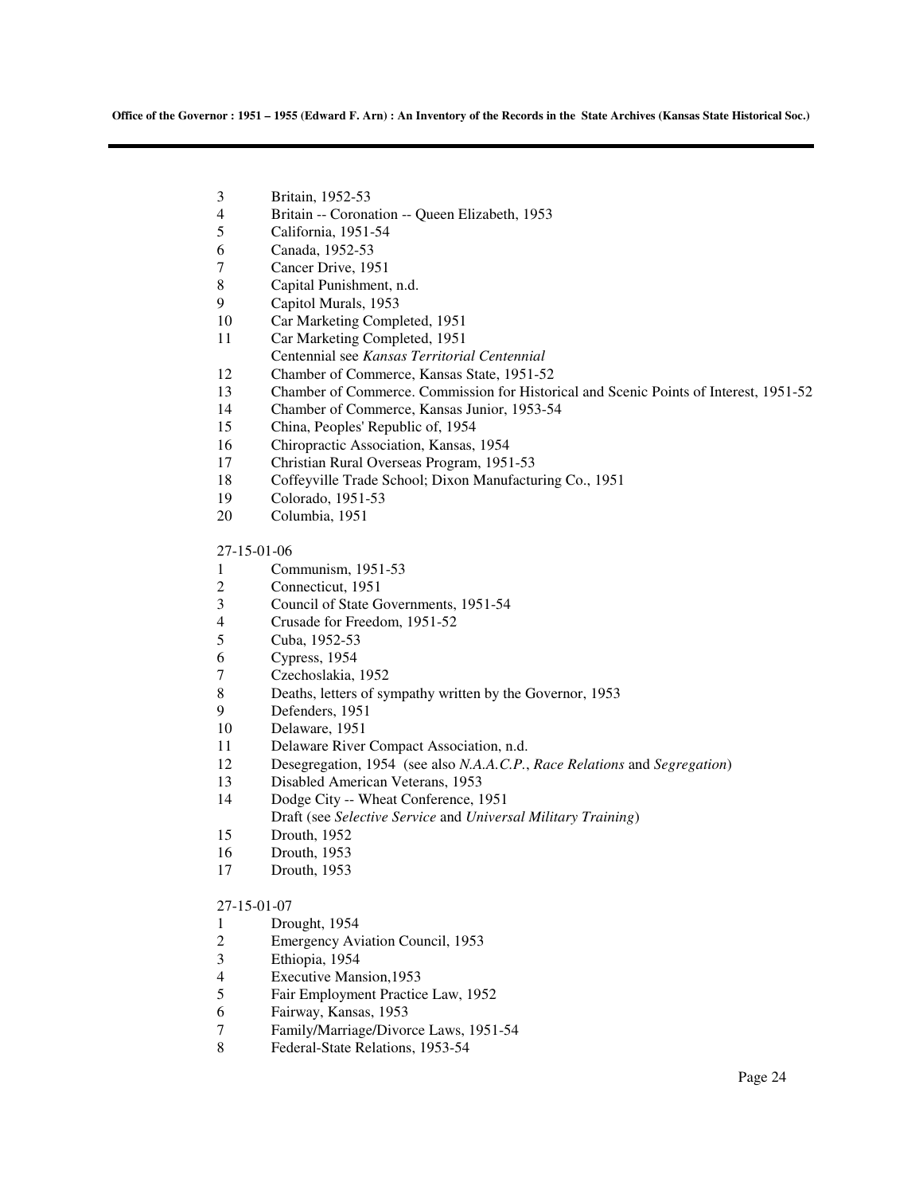3 Britain, 1952-53
4 Britain -- Coronation -- Queen Elizabeth, 1953
5 California, 1951-54
6 Canada, 1952-53
7 Cancer Drive, 1951
8 Capital Punishment, n.d.
9 Capitol Murals, 1953
10 Car Marketing Completed, 1951
11 Car Marketing Completed, 1951
Centennial see *Kansas Territorial Centennial*
12 Chamber of Commerce, Kansas State, 1951-52
13 Chamber of Commerce. Commission for Historical and Scenic Points of Interest, 1951-52
14 Chamber of Commerce, Kansas Junior, 1953-54
15 China, Peoples' Republic of, 1954
16 Chiropractic Association, Kansas, 1954
17 Christian Rural Overseas Program, 1951-53
18 Coffeyville Trade School; Dixon Manufacturing Co., 1951
19 Colorado, 1951-53
20 Columbia, 1951

27-15-01-06
1 Communism, 1951-53
2 Connecticut, 1951
3 Council of State Governments, 1951-54
4 Crusade for Freedom, 1951-52
5 Cuba, 1952-53
6 Cypress, 1954
7 Czechoslakia, 1952
8 Deaths, letters of sympathy written by the Governor, 1953
9 Defenders, 1951
10 Delaware, 1951
11 Delaware River Compact Association, n.d.
12 Desegregation, 1954 (see also *N.A.A.C.P.*, *Race Relations* and *Segregation*)
13 Disabled American Veterans, 1953
14 Dodge City -- Wheat Conference, 1951
Draft (see *Selective Service* and *Universal Military Training*)
15 Drouth, 1952
16 Drouth, 1953
17 Drouth, 1953

27-15-01-07
1 Drought, 1954
2 Emergency Aviation Council, 1953
3 Ethiopia, 1954
4 Executive Mansion,1953
5 Fair Employment Practice Law, 1952
6 Fairway, Kansas, 1953
7 Family/Marriage/Divorce Laws, 1951-54
8 Federal-State Relations, 1953-54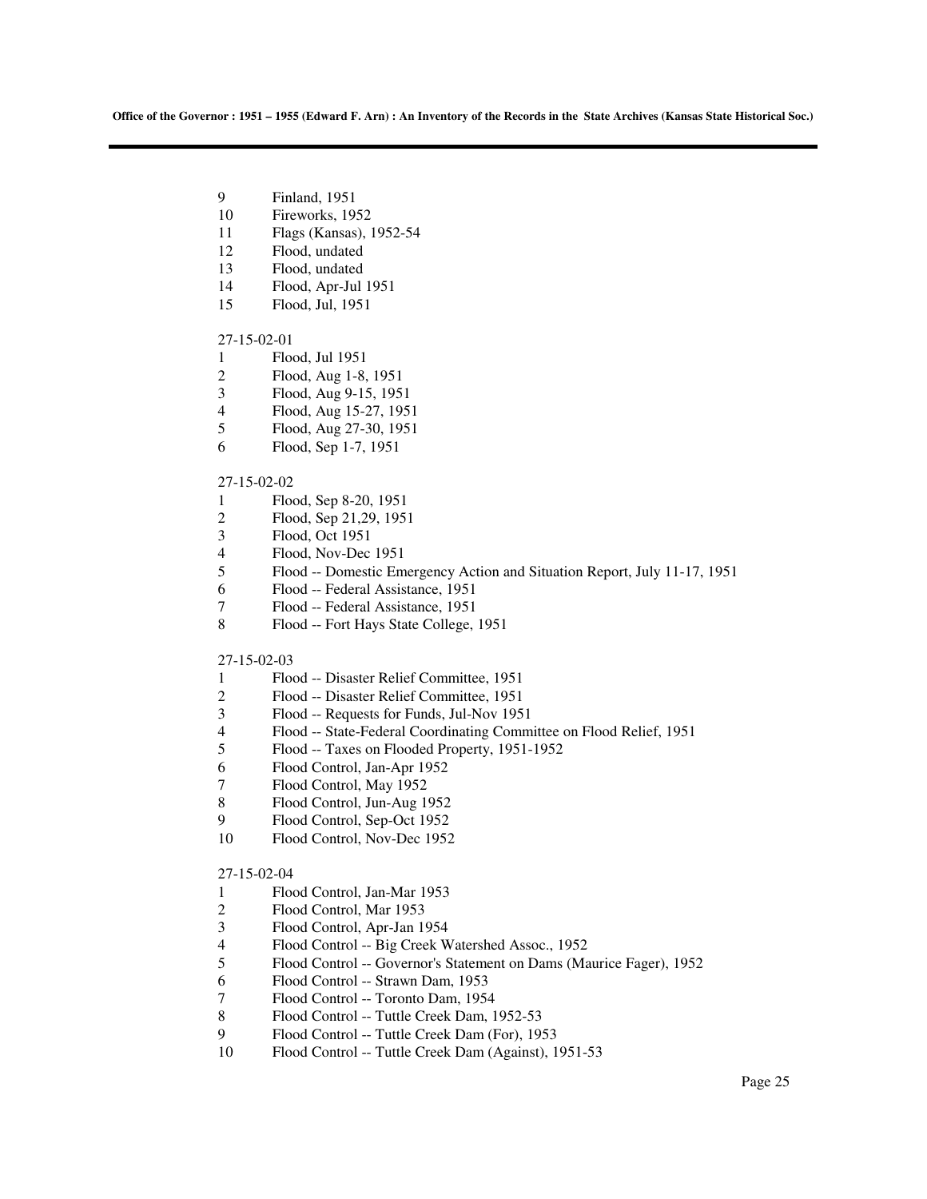9 Finland, 1951
10 Fireworks, 1952
11 Flags (Kansas), 1952-54
12 Flood, undated
13 Flood, undated
14 Flood, Apr-Jul 1951
15 Flood, Jul, 1951

27-15-02-01

1 Flood, Jul 1951
2 Flood, Aug 1-8, 1951
3 Flood, Aug 9-15, 1951
4 Flood, Aug 15-27, 1951
5 Flood, Aug 27-30, 1951
6 Flood, Sep 1-7, 1951

27-15-02-02

1 Flood, Sep 8-20, 1951
2 Flood, Sep 21,29, 1951
3 Flood, Oct 1951
4 Flood, Nov-Dec 1951
5 Flood -- Domestic Emergency Action and Situation Report, July 11-17, 1951
6 Flood -- Federal Assistance, 1951
7 Flood -- Federal Assistance, 1951
8 Flood -- Fort Hays State College, 1951

27-15-02-03

1 Flood -- Disaster Relief Committee, 1951
2 Flood -- Disaster Relief Committee, 1951
3 Flood -- Requests for Funds, Jul-Nov 1951
4 Flood -- State-Federal Coordinating Committee on Flood Relief, 1951
5 Flood -- Taxes on Flooded Property, 1951-1952
6 Flood Control, Jan-Apr 1952
7 Flood Control, May 1952
8 Flood Control, Jun-Aug 1952
9 Flood Control, Sep-Oct 1952
10 Flood Control, Nov-Dec 1952

27-15-02-04

1 Flood Control, Jan-Mar 1953
2 Flood Control, Mar 1953
3 Flood Control, Apr-Jan 1954
4 Flood Control -- Big Creek Watershed Assoc., 1952
5 Flood Control -- Governor's Statement on Dams (Maurice Fager), 1952
6 Flood Control -- Strawn Dam, 1953
7 Flood Control -- Toronto Dam, 1954
8 Flood Control -- Tuttle Creek Dam, 1952-53
9 Flood Control -- Tuttle Creek Dam (For), 1953
10 Flood Control -- Tuttle Creek Dam (Against), 1951-53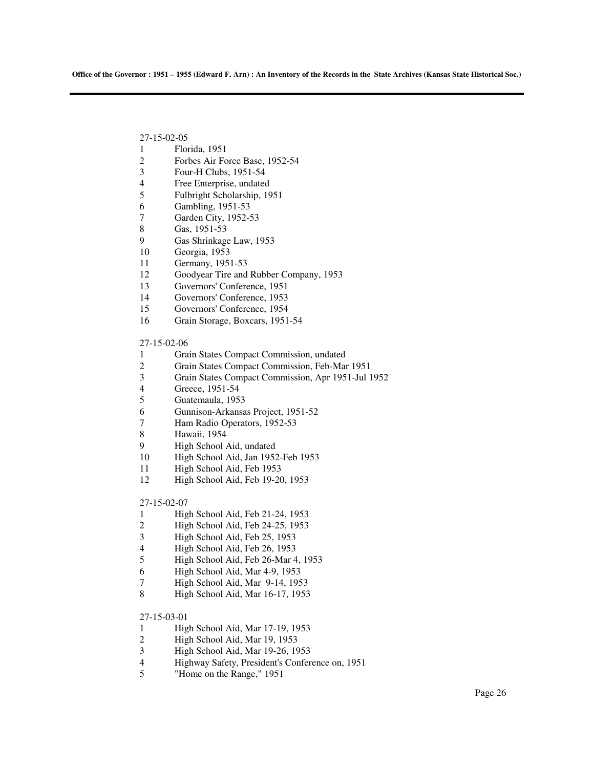27-15-02-05

1 Florida, 1951
2 Forbes Air Force Base, 1952-54
3 Four-H Clubs, 1951-54
4 Free Enterprise, undated
5 Fulbright Scholarship, 1951
6 Gambling, 1951-53
7 Garden City, 1952-53
8 Gas, 1951-53
9 Gas Shrinkage Law, 1953
10 Georgia, 1953
11 Germany, 1951-53
12 Goodyear Tire and Rubber Company, 1953
13 Governors' Conference, 1951
14 Governors' Conference, 1953
15 Governors' Conference, 1954
16 Grain Storage, Boxcars, 1951-54

27-15-02-06

1 Grain States Compact Commission, undated
2 Grain States Compact Commission, Feb-Mar 1951
3 Grain States Compact Commission, Apr 1951-Jul 1952
4 Greece, 1951-54
5 Guatemaula, 1953
6 Gunnison-Arkansas Project, 1951-52
7 Ham Radio Operators, 1952-53
8 Hawaii, 1954
9 High School Aid, undated
10 High School Aid, Jan 1952-Feb 1953
11 High School Aid, Feb 1953
12 High School Aid, Feb 19-20, 1953

27-15-02-07

1 High School Aid, Feb 21-24, 1953
2 High School Aid, Feb 24-25, 1953
3 High School Aid, Feb 25, 1953
4 High School Aid, Feb 26, 1953
5 High School Aid, Feb 26-Mar 4, 1953
6 High School Aid, Mar 4-9, 1953
7 High School Aid, Mar 9-14, 1953
8 High School Aid, Mar 16-17, 1953

27-15-03-01

1 High School Aid, Mar 17-19, 1953
2 High School Aid, Mar 19, 1953
3 High School Aid, Mar 19-26, 1953
4 Highway Safety, President's Conference on, 1951
5 "Home on the Range," 1951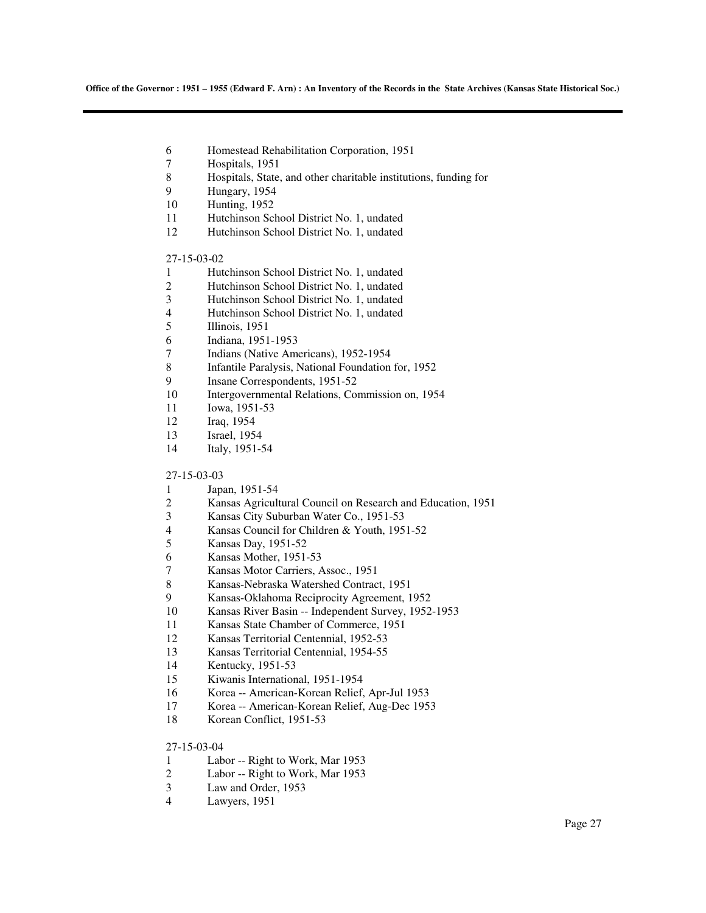6 Homestead Rehabilitation Corporation, 1951
7 Hospitals, 1951
8 Hospitals, State, and other charitable institutions, funding for
9 Hungary, 1954
10 Hunting, 1952
11 Hutchinson School District No. 1, undated
12 Hutchinson School District No. 1, undated

27-15-03-02
1 Hutchinson School District No. 1, undated
2 Hutchinson School District No. 1, undated
3 Hutchinson School District No. 1, undated
4 Hutchinson School District No. 1, undated
5 Illinois, 1951
6 Indiana, 1951-1953
7 Indians (Native Americans), 1952-1954
8 Infantile Paralysis, National Foundation for, 1952
9 Insane Correspondents, 1951-52
10 Intergovernmental Relations, Commission on, 1954
11 Iowa, 1951-53
12 Iraq, 1954
13 Israel, 1954
14 Italy, 1951-54

27-15-03-03
1 Japan, 1951-54
2 Kansas Agricultural Council on Research and Education, 1951
3 Kansas City Suburban Water Co., 1951-53
4 Kansas Council for Children & Youth, 1951-52
5 Kansas Day, 1951-52
6 Kansas Mother, 1951-53
7 Kansas Motor Carriers, Assoc., 1951
8 Kansas-Nebraska Watershed Contract, 1951
9 Kansas-Oklahoma Reciprocity Agreement, 1952
10 Kansas River Basin -- Independent Survey, 1952-1953
11 Kansas State Chamber of Commerce, 1951
12 Kansas Territorial Centennial, 1952-53
13 Kansas Territorial Centennial, 1954-55
14 Kentucky, 1951-53
15 Kiwanis International, 1951-1954
16 Korea -- American-Korean Relief, Apr-Jul 1953
17 Korea -- American-Korean Relief, Aug-Dec 1953
18 Korean Conflict, 1951-53

27-15-03-04
1 Labor -- Right to Work, Mar 1953
2 Labor -- Right to Work, Mar 1953
3 Law and Order, 1953
4 Lawyers, 1951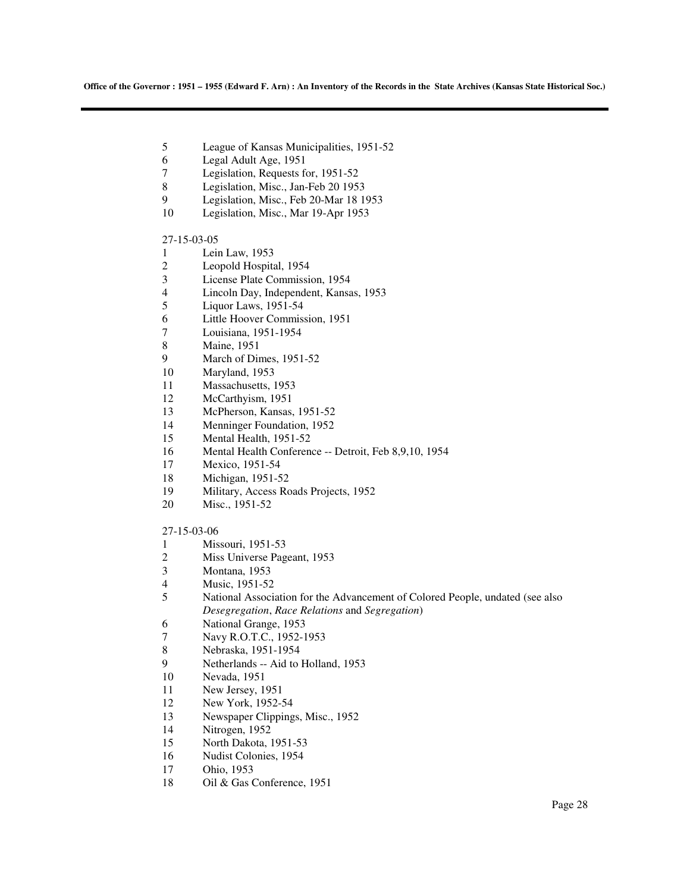5 League of Kansas Municipalities, 1951-52
6 Legal Adult Age, 1951
7 Legislation, Requests for, 1951-52
8 Legislation, Misc., Jan-Feb 20 1953
9 Legislation, Misc., Feb 20-Mar 18 1953
10 Legislation, Misc., Mar 19-Apr 1953

27-15-03-05

1 Lein Law, 1953
2 Leopold Hospital, 1954
3 License Plate Commission, 1954
4 Lincoln Day, Independent, Kansas, 1953
5 Liquor Laws, 1951-54
6 Little Hoover Commission, 1951
7 Louisiana, 1951-1954
8 Maine, 1951
9 March of Dimes, 1951-52
10 Maryland, 1953
11 Massachusetts, 1953
12 McCarthyism, 1951
13 McPherson, Kansas, 1951-52
14 Menninger Foundation, 1952
15 Mental Health, 1951-52
16 Mental Health Conference -- Detroit, Feb 8,9,10, 1954
17 Mexico, 1951-54
18 Michigan, 1951-52
19 Military, Access Roads Projects, 1952
20 Misc., 1951-52

27-15-03-06

1 Missouri, 1951-53
2 Miss Universe Pageant, 1953
3 Montana, 1953
4 Music, 1951-52
5 National Association for the Advancement of Colored People, undated (see also *Desegregation*, *Race Relations* and *Segregation*)
6 National Grange, 1953
7 Navy R.O.T.C., 1952-1953
8 Nebraska, 1951-1954
9 Netherlands -- Aid to Holland, 1953
10 Nevada, 1951
11 New Jersey, 1951
12 New York, 1952-54
13 Newspaper Clippings, Misc., 1952
14 Nitrogen, 1952
15 North Dakota, 1951-53
16 Nudist Colonies, 1954
17 Ohio, 1953
18 Oil & Gas Conference, 1951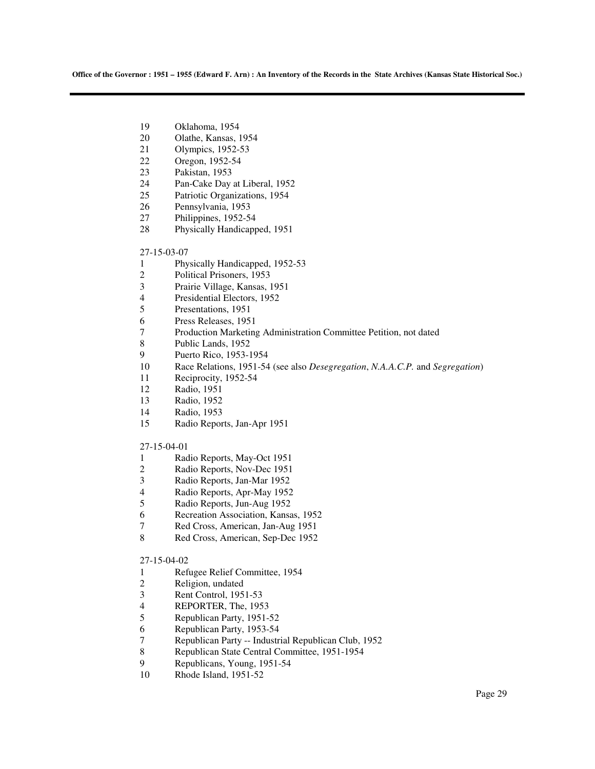19 Oklahoma, 1954
20 Olathe, Kansas, 1954
21 Olympics, 1952-53
22 Oregon, 1952-54
23 Pakistan, 1953
24 Pan-Cake Day at Liberal, 1952
25 Patriotic Organizations, 1954
26 Pennsylvania, 1953
27 Philippines, 1952-54
28 Physically Handicapped, 1951

27-15-03-07

1 Physically Handicapped, 1952-53
2 Political Prisoners, 1953
3 Prairie Village, Kansas, 1951
4 Presidential Electors, 1952
5 Presentations, 1951
6 Press Releases, 1951
7 Production Marketing Administration Committee Petition, not dated
8 Public Lands, 1952
9 Puerto Rico, 1953-1954
10 Race Relations, 1951-54 (see also *Desegregation*, *N.A.A.C.P.* and *Segregation*)
11 Reciprocity, 1952-54
12 Radio, 1951
13 Radio, 1952
14 Radio, 1953
15 Radio Reports, Jan-Apr 1951

27-15-04-01

1 Radio Reports, May-Oct 1951
2 Radio Reports, Nov-Dec 1951
3 Radio Reports, Jan-Mar 1952
4 Radio Reports, Apr-May 1952
5 Radio Reports, Jun-Aug 1952
6 Recreation Association, Kansas, 1952
7 Red Cross, American, Jan-Aug 1951
8 Red Cross, American, Sep-Dec 1952

27-15-04-02

1 Refugee Relief Committee, 1954
2 Religion, undated
3 Rent Control, 1951-53
4 REPORTER, The, 1953
5 Republican Party, 1951-52
6 Republican Party, 1953-54
7 Republican Party -- Industrial Republican Club, 1952
8 Republican State Central Committee, 1951-1954
9 Republicans, Young, 1951-54
10 Rhode Island, 1951-52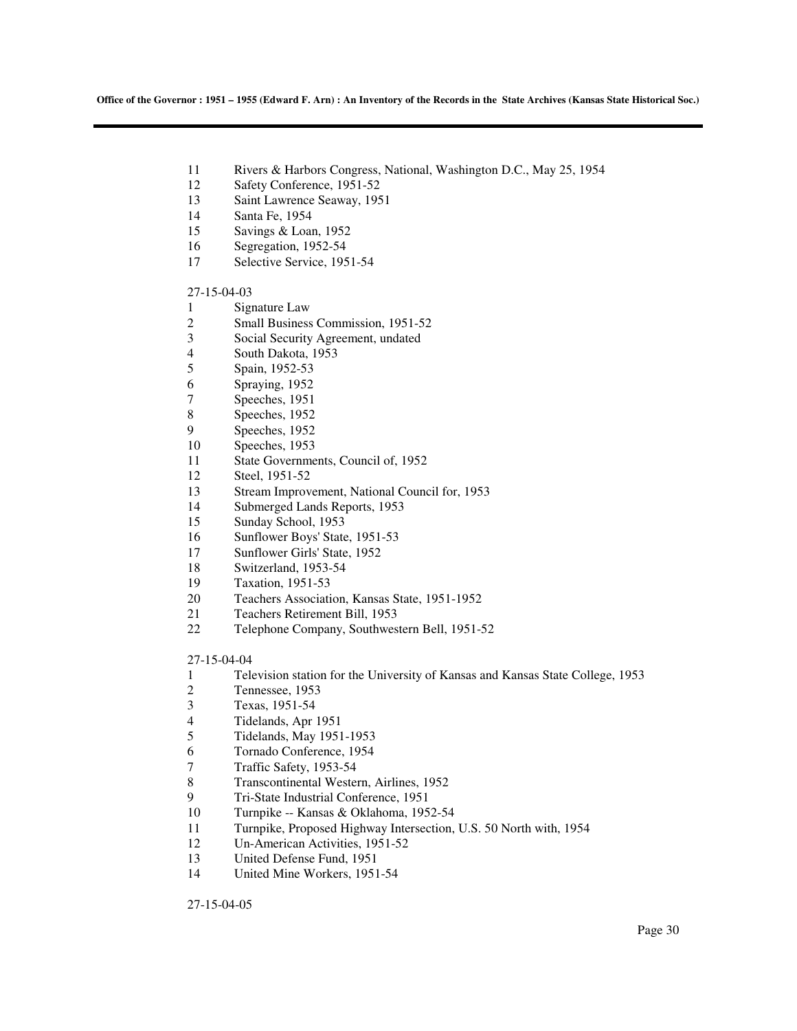11 Rivers & Harbors Congress, National, Washington D.C., May 25, 1954
12 Safety Conference, 1951-52
13 Saint Lawrence Seaway, 1951
14 Santa Fe, 1954
15 Savings & Loan, 1952
16 Segregation, 1952-54
17 Selective Service, 1951-54

27-15-04-03
1 Signature Law
2 Small Business Commission, 1951-52
3 Social Security Agreement, undated
4 South Dakota, 1953
5 Spain, 1952-53
6 Spraying, 1952
7 Speeches, 1951
8 Speeches, 1952
9 Speeches, 1952
10 Speeches, 1953
11 State Governments, Council of, 1952
12 Steel, 1951-52
13 Stream Improvement, National Council for, 1953
14 Submerged Lands Reports, 1953
15 Sunday School, 1953
16 Sunflower Boys' State, 1951-53
17 Sunflower Girls' State, 1952
18 Switzerland, 1953-54
19 Taxation, 1951-53
20 Teachers Association, Kansas State, 1951-1952
21 Teachers Retirement Bill, 1953
22 Telephone Company, Southwestern Bell, 1951-52

27-15-04-04
1 Television station for the University of Kansas and Kansas State College, 1953
2 Tennessee, 1953
3 Texas, 1951-54
4 Tidelands, Apr 1951
5 Tidelands, May 1951-1953
6 Tornado Conference, 1954
7 Traffic Safety, 1953-54
8 Transcontinental Western, Airlines, 1952
9 Tri-State Industrial Conference, 1951
10 Turnpike -- Kansas & Oklahoma, 1952-54
11 Turnpike, Proposed Highway Intersection, U.S. 50 North with, 1954
12 Un-American Activities, 1951-52
13 United Defense Fund, 1951
14 United Mine Workers, 1951-54

27-15-04-05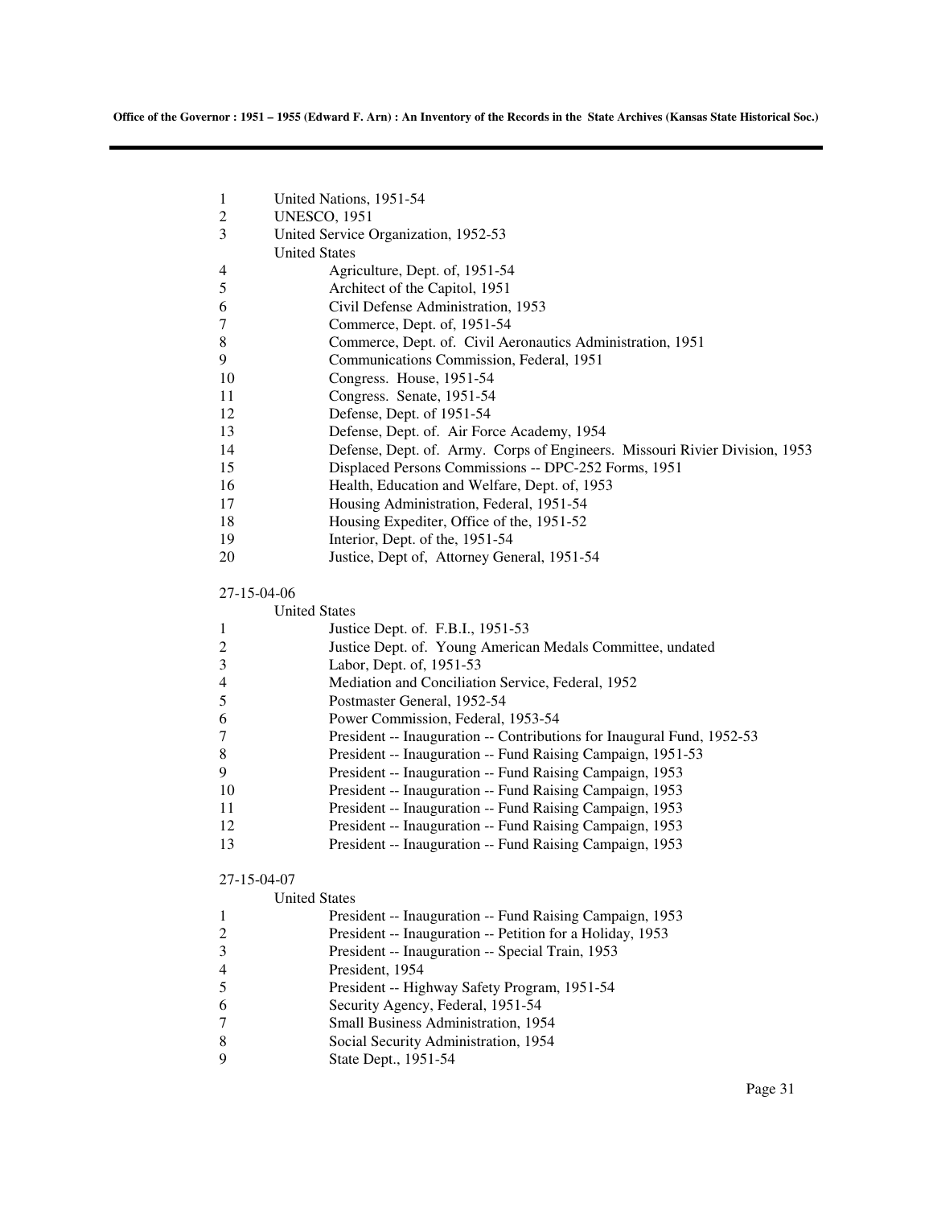1 United Nations, 1951-54
2 UNESCO, 1951
3 United Service Organization, 1952-53
United States
4 Agriculture, Dept. of, 1951-54
5 Architect of the Capitol, 1951
6 Civil Defense Administration, 1953
7 Commerce, Dept. of, 1951-54
8 Commerce, Dept. of. Civil Aeronautics Administration, 1951
9 Communications Commission, Federal, 1951
10 Congress. House, 1951-54
11 Congress. Senate, 1951-54
12 Defense, Dept. of 1951-54
13 Defense, Dept. of. Air Force Academy, 1954
14 Defense, Dept. of. Army. Corps of Engineers. Missouri Rivier Division, 1953
15 Displaced Persons Commissions -- DPC-252 Forms, 1951
16 Health, Education and Welfare, Dept. of, 1953
17 Housing Administration, Federal, 1951-54
18 Housing Expediter, Office of the, 1951-52
19 Interior, Dept. of the, 1951-54
20 Justice, Dept of, Attorney General, 1951-54

27-15-04-06

United States
1 Justice Dept. of. F.B.I., 1951-53
2 Justice Dept. of. Young American Medals Committee, undated
3 Labor, Dept. of, 1951-53
4 Mediation and Conciliation Service, Federal, 1952
5 Postmaster General, 1952-54
6 Power Commission, Federal, 1953-54
7 President -- Inauguration -- Contributions for Inaugural Fund, 1952-53
8 President -- Inauguration -- Fund Raising Campaign, 1951-53
9 President -- Inauguration -- Fund Raising Campaign, 1953
10 President -- Inauguration -- Fund Raising Campaign, 1953
11 President -- Inauguration -- Fund Raising Campaign, 1953
12 President -- Inauguration -- Fund Raising Campaign, 1953
13 President -- Inauguration -- Fund Raising Campaign, 1953

27-15-04-07

United States
1 President -- Inauguration -- Fund Raising Campaign, 1953
2 President -- Inauguration -- Petition for a Holiday, 1953
3 President -- Inauguration -- Special Train, 1953
4 President, 1954
5 President -- Highway Safety Program, 1951-54
6 Security Agency, Federal, 1951-54
7 Small Business Administration, 1954
8 Social Security Administration, 1954
9 State Dept., 1951-54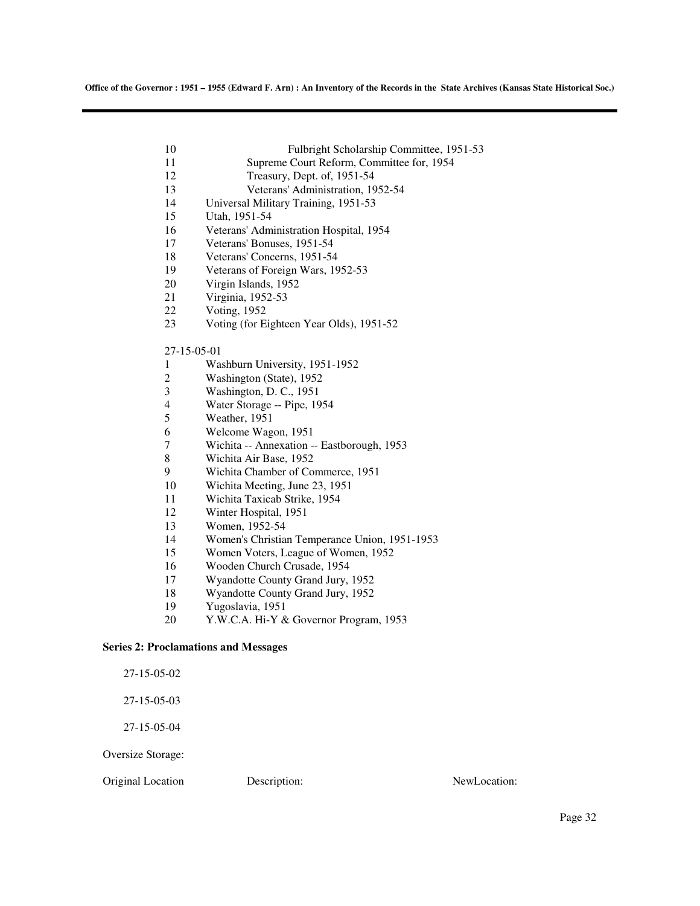10 Fulbright Scholarship Committee, 1951-53
11 Supreme Court Reform, Committee for, 1954
12 Treasury, Dept. of, 1951-54
13 Veterans' Administration, 1952-54
14 Universal Military Training, 1951-53
15 Utah, 1951-54
16 Veterans' Administration Hospital, 1954
17 Veterans' Bonuses, 1951-54
18 Veterans' Concerns, 1951-54
19 Veterans of Foreign Wars, 1952-53
20 Virgin Islands, 1952
21 Virginia, 1952-53
22 Voting, 1952
23 Voting (for Eighteen Year Olds), 1951-52

27-15-05-01

1 Washburn University, 1951-1952
2 Washington (State), 1952
3 Washington, D. C., 1951
4 Water Storage -- Pipe, 1954
5 Weather, 1951
6 Welcome Wagon, 1951
7 Wichita -- Annexation -- Eastborough, 1953
8 Wichita Air Base, 1952
9 Wichita Chamber of Commerce, 1951
10 Wichita Meeting, June 23, 1951
11 Wichita Taxicab Strike, 1954
12 Winter Hospital, 1951
13 Women, 1952-54
14 Women's Christian Temperance Union, 1951-1953
15 Women Voters, League of Women, 1952
16 Wooden Church Crusade, 1954
17 Wyandotte County Grand Jury, 1952
18 Wyandotte County Grand Jury, 1952
19 Yugoslavia, 1951
20 Y.W.C.A. Hi-Y & Governor Program, 1953

**Series 2: Proclamations and Messages**

27-15-05-02

27-15-05-03

27-15-05-04

Oversize Storage:

Original Location Description: NewLocation: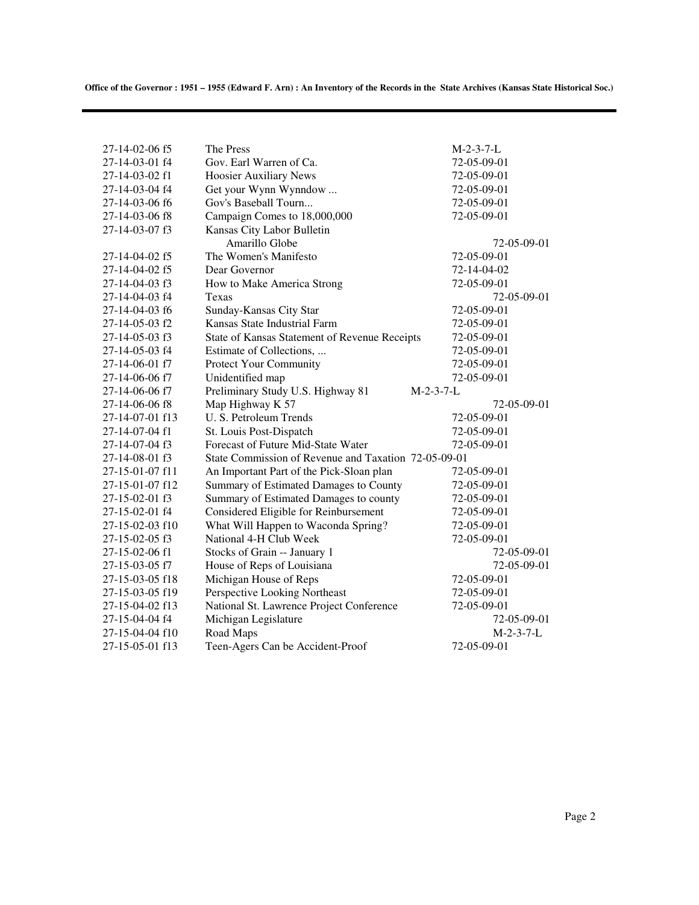| | | |
|---|---|---|
| 27-14-02-06 f5 | The Press | M-2-3-7-L |
| 27-14-03-01 f4 | Gov. Earl Warren of Ca. | 72-05-09-01 |
| 27-14-03-02 f1 | Hoosier Auxiliary News | 72-05-09-01 |
| 27-14-03-04 f4 | Get your Wynn Wynndow ... | 72-05-09-01 |
| 27-14-03-06 f6 | Gov's Baseball Tourn... | 72-05-09-01 |
| 27-14-03-06 f8 | Campaign Comes to 18,000,000 | 72-05-09-01 |
| 27-14-03-07 f3 | Kansas City Labor Bulletin<br>Amarillo Globe | 72-05-09-01 |
| 27-14-04-02 f5 | The Women's Manifesto | 72-05-09-01 |
| 27-14-04-02 f5 | Dear Governor | 72-14-04-02 |
| 27-14-04-03 f3 | How to Make America Strong | 72-05-09-01 |
| 27-14-04-03 f4 | Texas | 72-05-09-01 |
| 27-14-04-03 f6 | Sunday-Kansas City Star | 72-05-09-01 |
| 27-14-05-03 f2 | Kansas State Industrial Farm | 72-05-09-01 |
| 27-14-05-03 f3 | State of Kansas Statement of Revenue Receipts | 72-05-09-01 |
| 27-14-05-03 f4 | Estimate of Collections, ... | 72-05-09-01 |
| 27-14-06-01 f7 | Protect Your Community | 72-05-09-01 |
| 27-14-06-06 f7 | Unidentified map | 72-05-09-01 |
| 27-14-06-06 f7 | Preliminary Study U.S. Highway 81 | M-2-3-7-L |
| 27-14-06-06 f8 | Map Highway K 57 | 72-05-09-01 |
| 27-14-07-01 f13 | U. S. Petroleum Trends | 72-05-09-01 |
| 27-14-07-04 f1 | St. Louis Post-Dispatch | 72-05-09-01 |
| 27-14-07-04 f3 | Forecast of Future Mid-State Water | 72-05-09-01 |
| 27-14-08-01 f3 | State Commission of Revenue and Taxation | 72-05-09-01 |
| 27-15-01-07 f11 | An Important Part of the Pick-Sloan plan | 72-05-09-01 |
| 27-15-01-07 f12 | Summary of Estimated Damages to County | 72-05-09-01 |
| 27-15-02-01 f3 | Summary of Estimated Damages to county | 72-05-09-01 |
| 27-15-02-01 f4 | Considered Eligible for Reinbursement | 72-05-09-01 |
| 27-15-02-03 f10 | What Will Happen to Waconda Spring? | 72-05-09-01 |
| 27-15-02-05 f3 | National 4-H Club Week | 72-05-09-01 |
| 27-15-02-06 f1 | Stocks of Grain -- January 1 | 72-05-09-01 |
| 27-15-03-05 f7 | House of Reps of Louisiana | 72-05-09-01 |
| 27-15-03-05 f18 | Michigan House of Reps | 72-05-09-01 |
| 27-15-03-05 f19 | Perspective Looking Northeast | 72-05-09-01 |
| 27-15-04-02 f13 | National St. Lawrence Project Conference | 72-05-09-01 |
| 27-15-04-04 f4 | Michigan Legislature | 72-05-09-01 |
| 27-15-04-04 f10 | Road Maps | M-2-3-7-L |
| 27-15-05-01 f13 | Teen-Agers Can be Accident-Proof | 72-05-09-01 |